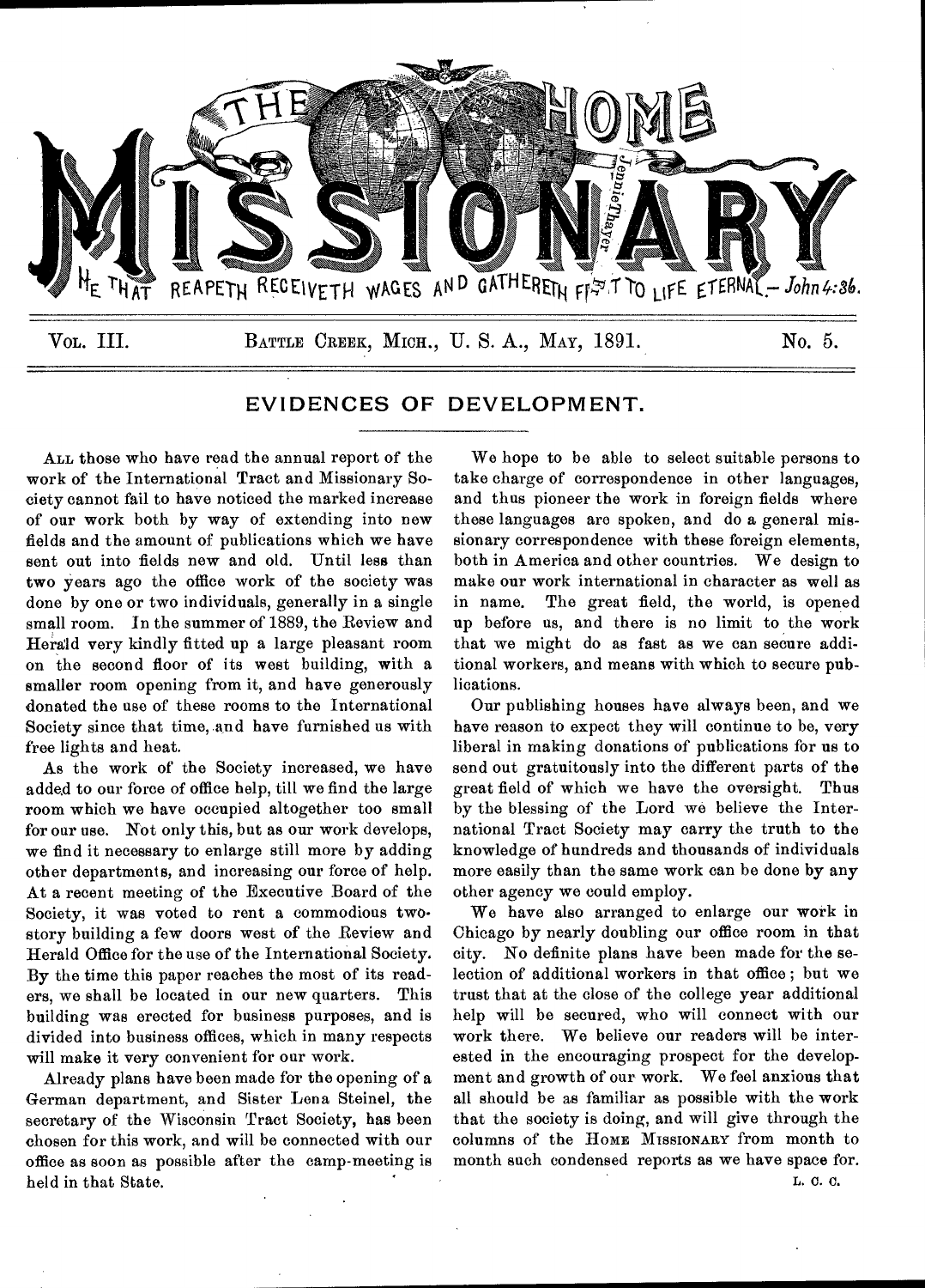# THE HOME MISSIONARY

HE THAT REAPETH RECEIVETH WAGES AND GATHERETH FRUIT TO LIFE ETERNAL.—John 4:36.

Vol. III. BATTLE CREEK, MICH., U. S. A., MAY, 1891. No. 5.

## EVIDENCES OF DEVELOPMENT.

ALL those who have read the annual report of the work of the International Tract and Missionary Society cannot fail to have noticed the marked increase of our work both by way of extending into new fields and the amount of publications which we have sent out into fields new and old. Until less than two years ago the office work of the society was done by one or two individuals, generally in a single small room. In the summer of 1889, the Review and Herald very kindly fitted up a large pleasant room on the second floor of its west building, with a smaller room opening from it, and have generously donated the use of these rooms to the International Society since that time, and have furnished us with free lights and heat.

As the work of the Society increased, we have added to our force of office help, till we find the large room which we have occupied altogether too small for our use. Not only this, but as our work develops, we find it necessary to enlarge still more by adding other departments, and increasing our force of help. At a recent meeting of the Executive Board of the Society, it was voted to rent a commodious two-story building a few doors west of the Review and Herald Office for the use of the International Society. By the time this paper reaches the most of its readers, we shall be located in our new quarters. This building was erected for business purposes, and is divided into business offices, which in many respects will make it very convenient for our work.

Already plans have been made for the opening of a German department, and Sister Lena Steinel, the secretary of the Wisconsin Tract Society, has been chosen for this work, and will be connected with our office as soon as possible after the camp-meeting is held in that State.

We hope to be able to select suitable persons to take charge of correspondence in other languages, and thus pioneer the work in foreign fields where these languages are spoken, and do a general missionary correspondence with these foreign elements, both in America and other countries. We design to make our work international in character as well as in name. The great field, the world, is opened up before us, and there is no limit to the work that we might do as fast as we can secure additional workers, and means with which to secure publications.

Our publishing houses have always been, and we have reason to expect they will continue to be, very liberal in making donations of publications for us to send out gratuitously into the different parts of the great field of which we have the oversight. Thus by the blessing of the Lord we believe the International Tract Society may carry the truth to the knowledge of hundreds and thousands of individuals more easily than the same work can be done by any other agency we could employ.

We have also arranged to enlarge our work in Chicago by nearly doubling our office room in that city. No definite plans have been made for the selection of additional workers in that office; but we trust that at the close of the college year additional help will be secured, who will connect with our work there. We believe our readers will be interested in the encouraging prospect for the development and growth of our work. We feel anxious that all should be as familiar as possible with the work that the society is doing, and will give through the columns of the HOME MISSIONARY from month to month such condensed reports as we have space for.

L. C. C.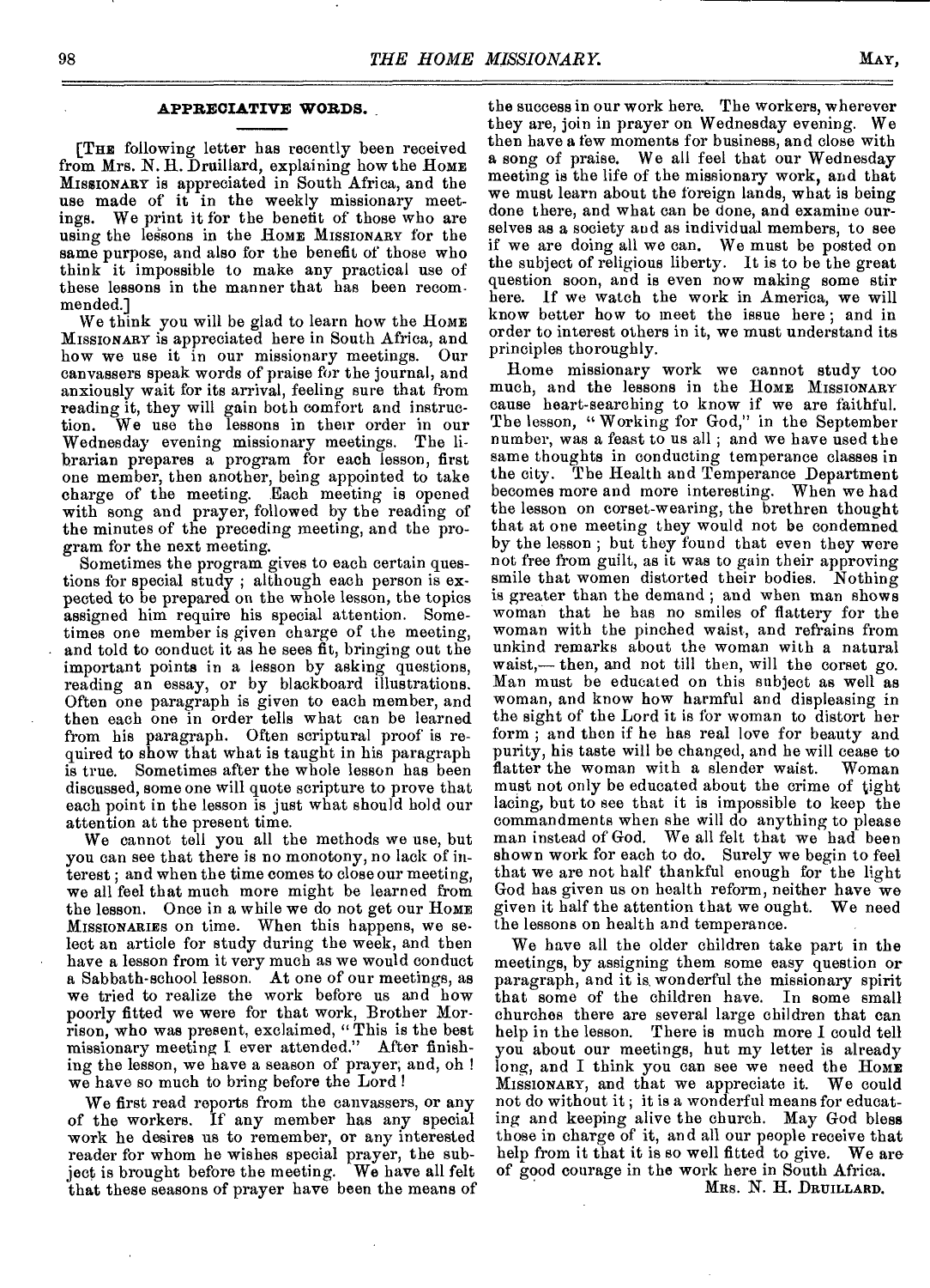## APPRECIATIVE WORDS.

[The following letter has recently been received from Mrs. N. H. Druillard, explaining how the Home Missionary is appreciated in South Africa, and the use made of it in the weekly missionary meetings. We print it for the benefit of those who are using the lessons in the Home Missionary for the same purpose, and also for the benefit of those who think it impossible to make any practical use of these lessons in the manner that has been recommended.]

We think you will be glad to learn how the Home Missionary is appreciated here in South Africa, and how we use it in our missionary meetings. Our canvassers speak words of praise for the journal, and anxiously wait for its arrival, feeling sure that from reading it, they will gain both comfort and instruction. We use the lessons in their order in our Wednesday evening missionary meetings. The librarian prepares a program for each lesson, first one member, then another, being appointed to take charge of the meeting. Each meeting is opened with song and prayer, followed by the reading of the minutes of the preceding meeting, and the program for the next meeting.

Sometimes the program gives to each certain questions for special study; although each person is expected to be prepared on the whole lesson, the topics assigned him require his special attention. Sometimes one member is given charge of the meeting, and told to conduct it as he sees fit, bringing out the important points in a lesson by asking questions, reading an essay, or by blackboard illustrations. Often one paragraph is given to each member, and then each one in order tells what can be learned from his paragraph. Often scriptural proof is required to show that what is taught in his paragraph is true. Sometimes after the whole lesson has been discussed, some one will quote scripture to prove that each point in the lesson is just what should hold our attention at the present time.

We cannot tell you all the methods we use, but you can see that there is no monotony, no lack of interest; and when the time comes to close our meeting, we all feel that much more might be learned from the lesson. Once in a while we do not get our Home Missionaries on time. When this happens, we select an article for study during the week, and then have a lesson from it very much as we would conduct a Sabbath-school lesson. At one of our meetings, as we tried to realize the work before us and how poorly fitted we were for that work, Brother Morrison, who was present, exclaimed, "This is the best missionary meeting I ever attended." After finishing the lesson, we have a season of prayer, and, oh! we have so much to bring before the Lord!

We first read reports from the canvassers, or any of the workers. If any member has any special work he desires us to remember, or any interested reader for whom he wishes special prayer, the subject is brought before the meeting. We have all felt that these seasons of prayer have been the means of the success in our work here. The workers, wherever they are, join in prayer on Wednesday evening. We then have a few moments for business, and close with a song of praise. We all feel that our Wednesday meeting is the life of the missionary work, and that we must learn about the foreign lands, what is being done there, and what can be done, and examine ourselves as a society and as individual members, to see if we are doing all we can. We must be posted on the subject of religious liberty. It is to be the great question soon, and is even now making some stir here. If we watch the work in America, we will know better how to meet the issue here; and in order to interest others in it, we must understand its principles thoroughly.

Home missionary work we cannot study too much, and the lessons in the Home Missionary cause heart-searching to know if we are faithful. The lesson, "Working for God," in the September number, was a feast to us all; and we have used the same thoughts in conducting temperance classes in the city. The Health and Temperance Department becomes more and more interesting. When we had the lesson on corset-wearing, the brethren thought that at one meeting they would not be condemned by the lesson; but they found that even they were not free from guilt, as it was to gain their approving smile that women distorted their bodies. Nothing is greater than the demand; and when man shows woman that he has no smiles of flattery for the woman with the pinched waist, and refrains from unkind remarks about the woman with a natural waist,— then, and not till then, will the corset go. Man must be educated on this subject as well as woman, and know how harmful and displeasing in the sight of the Lord it is for woman to distort her form; and then if he has real love for beauty and purity, his taste will be changed, and he will cease to flatter the woman with a slender waist. Woman must not only be educated about the crime of tight lacing, but to see that it is impossible to keep the commandments when she will do anything to please man instead of God. We all felt that we had been shown work for each to do. Surely we begin to feel that we are not half thankful enough for the light God has given us on health reform, neither have we given it half the attention that we ought. We need the lessons on health and temperance.

We have all the older children take part in the meetings, by assigning them some easy question or paragraph, and it is wonderful the missionary spirit that some of the children have. In some small churches there are several large children that can help in the lesson. There is much more I could tell you about our meetings, but my letter is already long, and I think you can see we need the Home Missionary, and that we appreciate it. We could not do without it; it is a wonderful means for educating and keeping alive the church. May God bless those in charge of it, and all our people receive that help from it that it is so well fitted to give. We are of good courage in the work here in South Africa.

Mrs. N. H. Druillard.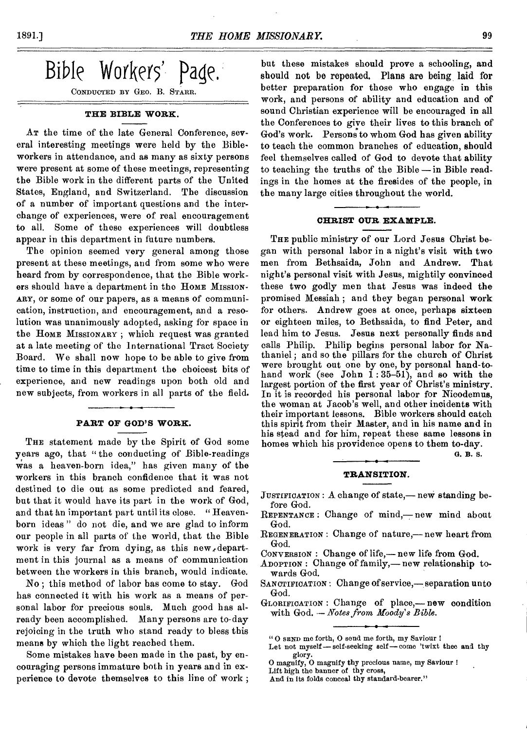# Bible Workers' Page.

CONDUCTED BY GEO. B. STARR.

## THE BIBLE WORK.

AT the time of the late General Conference, several interesting meetings were held by the Bible-workers in attendance, and as many as sixty persons were present at some of these meetings, representing the Bible work in the different parts of the United States, England, and Switzerland. The discussion of a number of important questions and the interchange of experiences, were of real encouragement to all. Some of these experiences will doubtless appear in this department in future numbers.

The opinion seemed very general among those present at these meetings, and from some who were heard from by correspondence, that the Bible workers should have a department in the HOME MISSIONARY, or some of our papers, as a means of communication, instruction, and encouragement, and a resolution was unanimously adopted, asking for space in the HOME MISSIONARY; which request was granted at a late meeting of the International Tract Society Board. We shall now hope to be able to give from time to time in this department the choicest bits of experience, and new readings upon both old and new subjects, from workers in all parts of the field.

## PART OF GOD'S WORK.

THE statement made by the Spirit of God some years ago, that "the conducting of Bible-readings was a heaven-born idea," has given many of the workers in this branch confidence that it was not destined to die out as some predicted and feared, but that it would have its part in the work of God, and that an important part until its close. "Heaven-born ideas" do not die, and we are glad to inform our people in all parts of the world, that the Bible work is very far from dying, as this new department in this journal as a means of communication between the workers in this branch, would indicate.

No; this method of labor has come to stay. God has connected it with his work as a means of personal labor for precious souls. Much good has already been accomplished. Many persons are to-day rejoicing in the truth who stand ready to bless this means by which the light reached them.

Some mistakes have been made in the past, by encouraging persons immature both in years and in experience to devote themselves to this line of work; but these mistakes should prove a schooling, and should not be repeated. Plans are being laid for better preparation for those who engage in this work, and persons of ability and education and of sound Christian experience will be encouraged in all the Conferences to give their lives to this branch of God's work. Persons to whom God has given ability to teach the common branches of education, should feel themselves called of God to devote that ability to teaching the truths of the Bible—in Bible readings in the homes at the firesides of the people, in the many large cities throughout the world.

## CHRIST OUR EXAMPLE.

THE public ministry of our Lord Jesus Christ began with personal labor in a night's visit with two men from Bethsaida, John and Andrew. That night's personal visit with Jesus, mightily convinced these two godly men that Jesus was indeed the promised Messiah; and they began personal work for others. Andrew goes at once, perhaps sixteen or eighteen miles, to Bethsaida, to find Peter, and lead him to Jesus. Jesus next personally finds and calls Philip. Philip begins personal labor for Nathaniel; and so the pillars for the church of Christ were brought out one by one, by personal hand-to-hand work (see John 1:35–51), and so with the largest portion of the first year of Christ's ministry. In it is recorded his personal labor for Nicodemus, the woman at Jacob's well, and other incidents with their important lessons. Bible workers should catch this spirit from their Master, and in his name and in his stead and for him, repeat these same lessons in homes which his providence opens to them to-day.

G. B. S.

## TRANSITION.

JUSTIFICATION: A change of state,—new standing before God.
REPENTANCE: Change of mind,—new mind about God.
REGENERATION: Change of nature,—new heart from God.
CONVERSION: Change of life,—new life from God.
ADOPTION: Change of family,—new relationship towards God.
SANCTIFICATION: Change of service,—separation unto God.
GLORIFICATION: Change of place,—new condition with God. —*Notes from Moody's Bible.*

"O SEND me forth, O send me forth, my Saviour!
Let not myself—self-seeking self—come 'twixt thee and thy glory.
O magnify, O magnify thy precious name, my Saviour!
Lift high the banner of thy cross,
And in its folds conceal thy standard-bearer."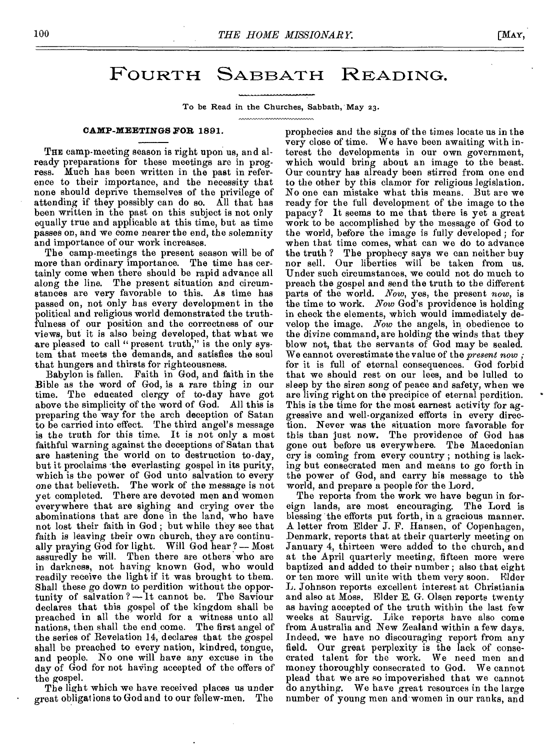# Fourth Sabbath Reading.

To be Read in the Churches, Sabbath, May 23.

## CAMP-MEETINGS FOR 1891.

The camp-meeting season is right upon us, and already preparations for these meetings are in progress. Much has been written in the past in reference to their importance, and the necessity that none should deprive themselves of the privilege of attending if they possibly can do so. All that has been written in the past on this subject is not only equally true and applicable at this time, but as time passes on, and we come nearer the end, the solemnity and importance of our work increases.

The camp-meetings the present season will be of more than ordinary importance. The time has certainly come when there should be rapid advance all along the line. The present situation and circumstances are very favorable to this. As time has passed on, not only has every development in the political and religious world demonstrated the truthfulness of our position and the correctness of our views, but it is also being developed, that what we are pleased to call "present truth," is the only system that meets the demands, and satisfies the soul that hungers and thirsts for righteousness.

Babylon is fallen. Faith in God, and faith in the Bible as the word of God, is a rare thing in our time. The educated clergy of to-day have got above the simplicity of the word of God. All this is preparing the way for the arch deception of Satan to be carried into effect. The third angel's message is the truth for this time. It is not only a most faithful warning against the deceptions of Satan that are hastening the world on to destruction to-day, but it proclaims the everlasting gospel in its purity, which is the power of God unto salvation to every one that believeth. The work of the message is not yet completed. There are devoted men and women everywhere that are sighing and crying over the abominations that are done in the land, who have not lost their faith in God; but while they see that faith is leaving their own church, they are continually praying God for light. Will God hear? — Most assuredly he will. Then there are others who are in darkness, not having known God, who would readily receive the light if it was brought to them. Shall these go down to perdition without the opportunity of salvation? — It cannot be. The Saviour declares that this gospel of the kingdom shall be preached in all the world for a witness unto all nations, then shall the end come. The first angel of the series of Revelation 14, declares that the gospel shall be preached to every nation, kindred, tongue, and people. No one will have any excuse in the day of God for not having accepted of the offers of the gospel.

The light which we have received places us under great obligations to God and to our fellow-men. The prophecies and the signs of the times locate us in the very close of time. We have been awaiting with interest the developments in our own government, which would bring about an image to the beast. Our country has already been stirred from one end to the other by this clamor for religious legislation. No one can mistake what this means. But are we ready for the full development of the image to the papacy? It seems to me that there is yet a great work to be accomplished by the message of God to the world, before the image is fully developed; for when that time comes, what can we do to advance the truth? The prophecy says we can neither buy nor sell. Our liberties will be taken from us. Under such circumstances, we could not do much to preach the gospel and send the truth to the different parts of the world. *Now*, yes, the present *now*, is the time to work. *Now* God's providence is holding in check the elements, which would immediately develop the image. *Now* the angels, in obedience to the divine command, are holding the winds that they blow not, that the servants of God may be sealed. We cannot overestimate the value of the *present now*; for it is full of eternal consequences. God forbid that we should rest on our lees, and be lulled to sleep by the siren song of peace and safety, when we are living right on the precipice of eternal perdition. This is the time for the most earnest activity for aggressive and well-organized efforts in every direction. Never was the situation more favorable for this than just now. The providence of God has gone out before us everywhere. The Macedonian cry is coming from every country; nothing is lacking but consecrated men and means to go forth in the power of God, and carry his message to the world, and prepare a people for the Lord.

The reports from the work we have begun in foreign lands, are most encouraging. The Lord is blessing the efforts put forth, in a gracious manner. A letter from Elder J. F. Hansen, of Copenhagen, Denmark, reports that at their quarterly meeting on January 4, thirteen were added to the church, and at the April quarterly meeting, fifteen more were baptized and added to their number; also that eight or ten more will unite with them very soon. Elder L. Johnson reports excellent interest at Christiania and also at Moss. Elder E. G. Olsen reports twenty as having accepted of the truth within the last few weeks at Saurvig. Like reports have also come from Australia and New Zealand within a few days. Indeed, we have no discouraging report from any field. Our great perplexity is the lack of consecrated talent for the work. We need men and money thoroughly consecrated to God. We cannot plead that we are so impoverished that we cannot do anything. We have great resources in the large number of young men and women in our ranks, and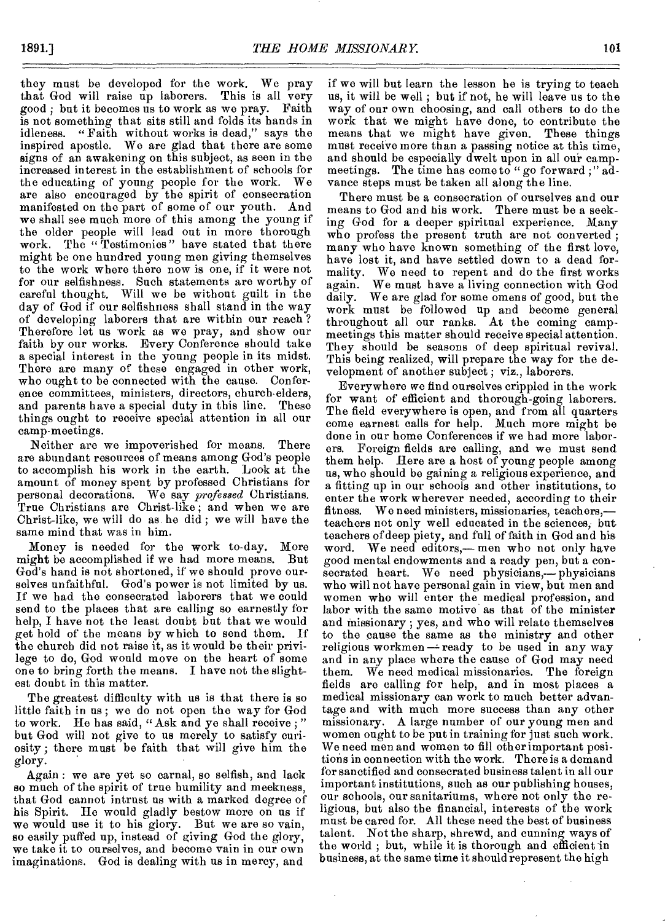they must be developed for the work. We pray that God will raise up laborers. This is all very good; but it becomes us to work as we pray. Faith is not something that sits still and folds its hands in idleness. "Faith without works is dead," says the inspired apostle. We are glad that there are some signs of an awakening on this subject, as seen in the increased interest in the establishment of schools for the educating of young people for the work. We are also encouraged by the spirit of consecration manifested on the part of some of our youth. And we shall see much more of this among the young if the older people will lead out in more thorough work. The "Testimonies" have stated that there might be one hundred young men giving themselves to the work where there now is one, if it were not for our selfishness. Such statements are worthy of careful thought. Will we be without guilt in the day of God if our selfishness shall stand in the way of developing laborers that are within our reach? Therefore let us work as we pray, and show our faith by our works. Every Conference should take a special interest in the young people in its midst. There are many of these engaged in other work, who ought to be connected with the cause. Conference committees, ministers, directors, church-elders, and parents have a special duty in this line. These things ought to receive special attention in all our camp-meetings.

Neither are we impoverished for means. There are abundant resources of means among God's people to accomplish his work in the earth. Look at the amount of money spent by professed Christians for personal decorations. We say *professed* Christians. True Christians are Christ-like; and when we are Christ-like, we will do as he did; we will have the same mind that was in him.

Money is needed for the work to-day. More might be accomplished if we had more means. But God's hand is not shortened, if we should prove ourselves unfaithful. God's power is not limited by us. If we had the consecrated laborers that we could send to the places that are calling so earnestly for help, I have not the least doubt but that we would get hold of the means by which to send them. If the church did not raise it, as it would be their privilege to do, God would move on the heart of some one to bring forth the means. I have not the slightest doubt in this matter.

The greatest difficulty with us is that there is so little faith in us; we do not open the way for God to work. He has said, "Ask and ye shall receive;" but God will not give to us merely to satisfy curiosity; there must be faith that will give him the glory.

Again: we are yet so carnal, so selfish, and lack so much of the spirit of true humility and meekness, that God cannot intrust us with a marked degree of his Spirit. He would gladly bestow more on us if we would use it to his glory. But we are so vain, so easily puffed up, instead of giving God the glory, we take it to ourselves, and become vain in our own imaginations. God is dealing with us in mercy, and if we will but learn the lesson he is trying to teach us, it will be well; but if not, he will leave us to the way of our own choosing, and call others to do the work that we might have done, to contribute the means that we might have given. These things must receive more than a passing notice at this time, and should be especially dwelt upon in all our camp-meetings. The time has come to "go forward;" advance steps must be taken all along the line.

There must be a consecration of ourselves and our means to God and his work. There must be a seeking God for a deeper spiritual experience. Many who profess the present truth are not converted; many who have known something of the first love, have lost it, and have settled down to a dead formality. We need to repent and do the first works again. We must have a living connection with God daily. We are glad for some omens of good, but the work must be followed up and become general throughout all our ranks. At the coming camp-meetings this matter should receive special attention. They should be seasons of deep spiritual revival. This being realized, will prepare the way for the development of another subject; viz., laborers.

Everywhere we find ourselves crippled in the work for want of efficient and thorough-going laborers. The field everywhere is open, and from all quarters come earnest calls for help. Much more might be done in our home Conferences if we had more laborers. Foreign fields are calling, and we must send them help. Here are a host of young people among us, who should be gaining a religious experience, and a fitting up in our schools and other institutions, to enter the work wherever needed, according to their fitness. We need ministers, missionaries, teachers,—teachers not only well educated in the sciences, but teachers of deep piety, and full of faith in God and his word. We need editors,— men who not only have good mental endowments and a ready pen, but a consecrated heart. We need physicians,— physicians who will not have personal gain in view, but men and women who will enter the medical profession, and labor with the same motive as that of the minister and missionary; yes, and who will relate themselves to the cause the same as the ministry and other religious workmen — ready to be used in any way and in any place where the cause of God may need them. We need medical missionaries. The foreign fields are calling for help, and in most places a medical missionary can work to much better advantage and with much more success than any other missionary. A large number of our young men and women ought to be put in training for just such work. We need men and women to fill other important positions in connection with the work. There is a demand for sanctified and consecrated business talent in all our important institutions, such as our publishing houses, our schools, our sanitariums, where not only the religious, but also the financial, interests of the work must be cared for. All these need the best of business talent. Not the sharp, shrewd, and cunning ways of the world; but, while it is thorough and efficient in business, at the same time it should represent the high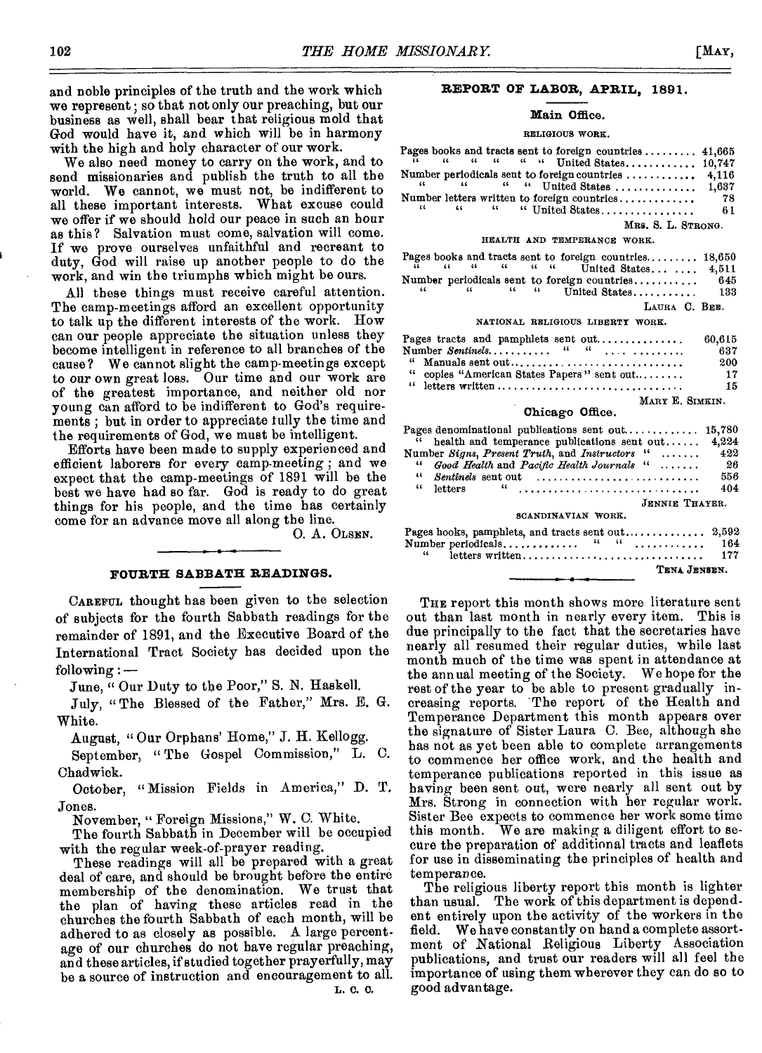and noble principles of the truth and the work which we represent; so that not only our preaching, but our business as well, shall bear that religious mold that God would have it, and which will be in harmony with the high and holy character of our work.

We also need money to carry on the work, and to send missionaries and publish the truth to all the world. We cannot, we must not, be indifferent to all these important interests. What excuse could we offer if we should hold our peace in such an hour as this? Salvation must come, salvation will come. If we prove ourselves unfaithful and recreant to duty, God will raise up another people to do the work, and win the triumphs which might be ours.

All these things must receive careful attention. The camp-meetings afford an excellent opportunity to talk up the different interests of the work. How can our people appreciate the situation unless they become intelligent in reference to all branches of the cause? We cannot slight the camp-meetings except to our own great loss. Our time and our work are of the greatest importance, and neither old nor young can afford to be indifferent to God's requirements; but in order to appreciate fully the time and the requirements of God, we must be intelligent.

Efforts have been made to supply experienced and efficient laborers for every camp-meeting; and we expect that the camp-meetings of 1891 will be the best we have had so far. God is ready to do great things for his people, and the time has certainly come for an advance move all along the line.

O. A. OLSEN.

## FOURTH SABBATH READINGS.

CAREFUL thought has been given to the selection of subjects for the fourth Sabbath readings for the remainder of 1891, and the Executive Board of the International Tract Society has decided upon the following:—

June, "Our Duty to the Poor," S. N. Haskell.

July, "The Blessed of the Father," Mrs. E. G. White.

August, "Our Orphans' Home," J. H. Kellogg.

September, "The Gospel Commission," L. C. Chadwick.

October, "Mission Fields in America," D. T. Jones.

November, "Foreign Missions," W. C. White.

The fourth Sabbath in December will be occupied with the regular week-of-prayer reading.

These readings will all be prepared with a great deal of care, and should be brought before the entire membership of the denomination. We trust that the plan of having these articles read in the churches the fourth Sabbath of each month, will be adhered to as closely as possible. A large percentage of our churches do not have regular preaching, and these articles, if studied together prayerfully, may be a source of instruction and encouragement to all.

L. C. C.

## REPORT OF LABOR, APRIL, 1891.

### Main Office.

RELIGIOUS WORK.

| | |
|---|---|
| Pages books and tracts sent to foreign countries | 41,665 |
| " " " " " " United States | 10,747 |
| Number periodicals sent to foreign countries | 4,116 |
| " " " " United States | 1,637 |
| Number letters written to foreign countries | 78 |
| " " " " United States | 61 |

MRS. S. L. STRONG.

HEALTH AND TEMPERANCE WORK.

| | |
|---|---|
| Pages books and tracts sent to foreign countries | 18,650 |
| " " " " " " United States | 4,511 |
| Number periodicals sent to foreign countries | 645 |
| " " " " United States | 133 |

LAURA C. BEE.

NATIONAL RELIGIOUS LIBERTY WORK.

| | |
|---|---|
| Pages tracts and pamphlets sent out | 60,615 |
| Number *Sentinels* " " | 637 |
| " Manuals sent out | 200 |
| " copies "American States Papers" sent out | 17 |
| " letters written | 15 |

MARY E. SIMKIN.

### Chicago Office.

| | |
|---|---|
| Pages denominational publications sent out | 15,780 |
| " health and temperance publications sent out | 4,224 |
| Number *Signs*, *Present Truth*, and *Instructors* " | 422 |
| " *Good Health* and *Pacific Health Journals* " | 26 |
| " *Sentinels* sent out | 556 |
| " letters " | 404 |

JENNIE THAYER.

SCANDINAVIAN WORK.

| | |
|---|---|
| Pages books, pamphlets, and tracts sent out | 2,592 |
| Number periodicals " " | 164 |
| " letters written | 177 |

TENA JENSEN.

THE report this month shows more literature sent out than last month in nearly every item. This is due principally to the fact that the secretaries have nearly all resumed their regular duties, while last month much of the time was spent in attendance at the annual meeting of the Society. We hope for the rest of the year to be able to present gradually increasing reports. The report of the Health and Temperance Department this month appears over the signature of Sister Laura C. Bee, although she has not as yet been able to complete arrangements to commence her office work, and the health and temperance publications reported in this issue as having been sent out, were nearly all sent out by Mrs. Strong in connection with her regular work. Sister Bee expects to commence her work some time this month. We are making a diligent effort to secure the preparation of additional tracts and leaflets for use in disseminating the principles of health and temperance.

The religious liberty report this month is lighter than usual. The work of this department is dependent entirely upon the activity of the workers in the field. We have constantly on hand a complete assortment of National Religious Liberty Association publications, and trust our readers will all feel the importance of using them wherever they can do so to good advantage.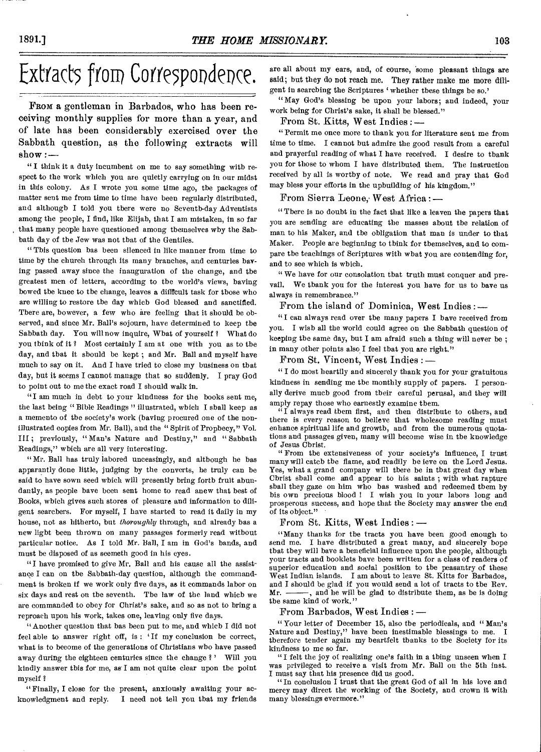# Extracts from Correspondence.

From a gentleman in Barbados, who has been receiving monthly supplies for more than a year, and of late has been considerably exercised over the Sabbath question, as the following extracts will show: —

"I think it a duty incumbent on me to say something with respect to the work which you are quietly carrying on in our midst in this colony. As I wrote you some time ago, the packages of matter sent me from time to time have been regularly distributed, and although I told you there were no Seventh-day Adventists among the people, I find, like Elijah, that I am mistaken, in so far that many people have questioned among themselves why the Sabbath day of the Jew was not that of the Gentiles.

"This question has been silenced in like manner from time to time by the church through its many branches, and centuries having passed away since the inauguration of the change, and the greatest men of letters, according to the world's views, having bowed the knee to the change, leaves a difficult task for those who are willing to restore the day which God blessed and sanctified. There are, however, a few who are feeling that it should be observed, and since Mr. Ball's sojourn, have determined to keep the Sabbath day. You will now inquire, What of yourself? What do you think of it? Most certainly I am at one with you as to the day, and that it should be kept; and Mr. Ball and myself have much to say on it. And I have tried to close my business on that day, but it seems I cannot manage that so suddenly. I pray God to point out to me the exact road I should walk in.

"I am much in debt to your kindness for the books sent me, the last being "Bible Readings" illustrated, which I shall keep as a memento of the society's work (having procured one of the non-illustrated copies from Mr. Ball), and the "Spirit of Prophecy," Vol. III; previously, "Man's Nature and Destiny," and "Sabbath Readings," which are all very interesting.

"Mr. Ball has truly labored unceasingly, and although he has apparantly done little, judging by the converts, he truly can be said to have sown seed which will presently bring forth fruit abundantly, as people have been sent home to read anew that best of Books, which gives such stores of pleasure and information to diligent searchers. For myself, I have started to read it daily in my house, not as hitherto, but *thoroughly* through, and already has a new light been thrown on many passages formerly read without particular notice. As I told Mr. Ball, I am in God's hands, and must be disposed of as seemeth good in his eyes.

"I have promised to give Mr. Ball and his cause all the assistance I can on the Sabbath-day question, although the commandment is broken if we work only five days, as it commands labor on six days and rest on the seventh. The law of the land which we are commanded to obey for Christ's sake, and so as not to bring a reproach upon his work, takes one, leaving only five days.

"Another question that has been put to me, and which I did not feel able to answer right off, is: 'If my conclusion be correct, what is to become of the generations of Christians who have passed away during the eighteen centuries since the change?' Will you kindly answer this for me, as I am not quite clear upon the point myself?

"Finally, I close for the present, anxiously awaiting your acknowledgment and reply. I need not tell you that my friends are all about my ears, and, of course, some pleasant things are said; but they do not reach me. They rather make me more diligent in searching the Scriptures 'whether these things be so.'

"May God's blessing be upon your labors; and indeed, your work being for Christ's sake, it shall be blessed."

From St. Kitts, West Indies: —

"Permit me once more to thank you for literature sent me from time to time. I cannot but admire the good result from a careful and prayerful reading of what I have received. I desire to thank you for those to whom I have distributed them. The instruction received by all is worthy of note. We read and pray that God may bless your efforts in the upbuilding of his kingdom."

From Sierra Leone, West Africa: —

"There is no doubt in the fact that like a leaven the papers that you are sending are educating the masses about the relation of man to his Maker, and the obligation that man is under to that Maker. People are beginning to think for themselves, and to compare the teachings of Scriptures with what you are contending for, and to see which is which.

"We have for our consolation that truth must conquer and prevail. We thank you for the interest you have for us to have us always in remembrance."

From the island of Dominica, West Indies: —

"I can always read over the many papers I have received from you. I wish all the world could agree on the Sabbath question of keeping the same day, but I am afraid such a thing will never be; in many other points also I feel that you are right."

From St. Vincent, West Indies: —

"I do most heartily and sincerely thank you for your gratuitous kindness in sending me the monthly supply of papers. I personally derive much good from their careful perusal, and they will amply repay those who earnestly examine them.

"I always read them first, and then distribute to others, and there is every reason to believe that wholesome reading must enhance spiritual life and growth, and from the numerous quotations and passages given, many will become wise in the knowledge of Jesus Christ.

"From the extensiveness of your society's influence, I trust many will catch the flame, and readily be ieve on the Lord Jesus. Yes, what a grand company will there be in that great day when Christ shall come and appear to his saints; with what rapture shall they gaze on him who has washed and redeemed them by his own precious blood! I wish you in your labors long and prosperous success, and hope that the Society may answer the end of its object."

From St. Kitts, West Indies: —

"Many thanks for the tracts you have been good enough to send me. I have distributed a great many, and sincerely hope that they will have a beneficial influence upon the people, although your tracts and booklets have been written for a class of readers of superior education and social position to the peasantry of these West Indian islands. I am about to leave St. Kitts for Barbados, and I should be glad if you would send a lot of tracts to the Rev. Mr. ———, and he will be glad to distribute them, as he is doing the same kind of work."

From Barbados, West Indies: —

"Your letter of December 15, also the periodicals, and "Man's Nature and Destiny," have been inestimable blessings to me. I therefore tender again my heartfelt thanks to the Society for its kindness to me so far.

"I felt the joy of realizing one's faith in a thing unseen when I was privileged to receive a visit from Mr. Ball on the 5th inst. I must say that his presence did us good.

"In conclusion I trust that the great God of all in his love and mercy may direct the working of the Society, and crown it with many blessings evermore."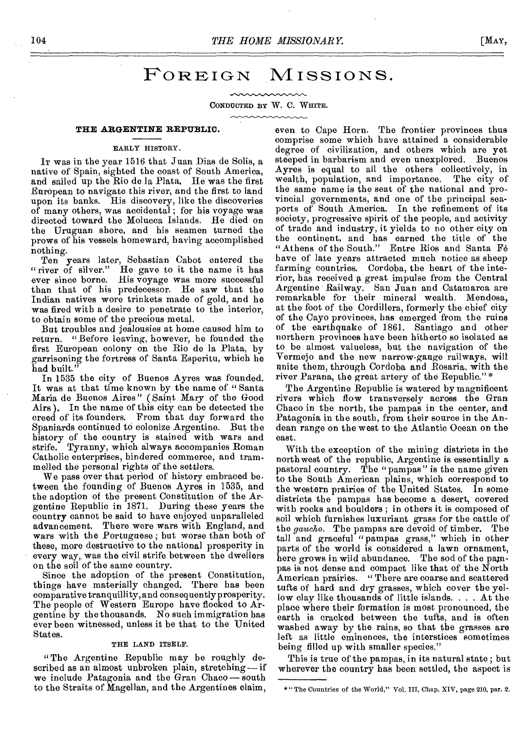# FOREIGN MISSIONS.

CONDUCTED BY W. C. WHITE.

## THE ARGENTINE REPUBLIC.

### EARLY HISTORY.

IT was in the year 1516 that Juan Dias de Solis, a native of Spain, sighted the coast of South America, and sailed up the Rio de la Plata. He was the first European to navigate this river, and the first to land upon its banks. His discovery, like the discoveries of many others, was accidental; for his voyage was directed toward the Molucca Islands. He died on the Uruguan shore, and his seamen turned the prows of his vessels homeward, having accomplished nothing.

Ten years later, Sebastian Cabot entered the "river of silver." He gave to it the name it has ever since borne. His voyage was more successful than that of his predecessor. He saw that the Indian natives wore trinkets made of gold, and he was fired with a desire to penetrate to the interior, to obtain some of the precious metal.

But troubles and jealousies at home caused him to return. "Before leaving, however, he founded the first European colony on the Rio de la Plata, by garrisoning the fortress of Santa Esperitu, which he had built."

In 1535 the city of Buenos Ayres was founded. It was at that time known by the name of "Santa Maria de Buenos Aires" (Saint Mary of the Good Airs). In the name of this city can be detected the creed of its founders. From that day forward the Spaniards continued to colonize Argentine. But the history of the country is stained with wars and strife. Tyranny, which always accompanies Roman Catholic enterprises, hindered commerce, and trammelled the personal rights of the settlers.

We pass over that period of history embraced between the founding of Buenos Ayres in 1535, and the adoption of the present Constitution of the Argentine Republic in 1871. During these years the country cannot be said to have enjoyed unparalleled advancement. There were wars with England, and wars with the Portuguese; but worse than both of these, more destructive to the national prosperity in every way, was the civil strife between the dwellers on the soil of the same country.

Since the adoption of the present Constitution, things have materially changed. There has been comparative tranquillity, and consequently prosperity. The people of Western Europe have flocked to Argentine by the thousands. No such immigration has ever been witnessed, unless it be that to the United States.

### THE LAND ITSELF.

"The Argentine Republic may be roughly described as an almost unbroken plain, stretching — if we include Patagonia and the Gran Chaco — south to the Straits of Magellan, and the Argentines claim, even to Cape Horn. The frontier provinces thus comprise some which have attained a considerable degree of civilization, and others which are yet steeped in barbarism and even unexplored. Buenos Ayres is equal to all the others collectively, in wealth, population, and importance. The city of the same name is the seat of the national and provincial governments, and one of the principal seaports of South America. In the refinement of its society, progressive spirit of the people, and activity of trade and industry, it yields to no other city on the continent, and has earned the title of the "Athens of the South." Entre Rios and Santa Fé have of late years attracted much notice as sheep farming countries. Cordoba, the heart of the interior, has received a great impulse from the Central Argentine Railway. San Juan and Catamarca are remarkable for their mineral wealth. Mendosa, at the foot of the Cordillera, formerly the chief city of the Cayo provinces, has emerged from the ruins of the earthquake of 1861. Santiago and other northern provinces have been hitherto so isolated as to be almost valueless, but the navigation of the Vermejo and the new narrow-gauge railways, will unite them, through Cordoba and Rosaria, with the river Parana, the great artery of the Republic." *

The Argentine Republic is watered by magnificent rivers which flow transversely across the Gran Chaco in the north, the pampas in the center, and Patagonia in the south, from their source in the Andean range on the west to the Atlantic Ocean on the east.

With the exception of the mining districts in the northwest of the republic, Argentine is essentially a pastoral country. The "pampas" is the name given to the South American plains, which correspond to the western prairies of the United States. In some districts the pampas has become a desert, covered with rocks and boulders; in others it is composed of soil which furnishes luxuriant grass for the cattle of the *gaucho*. The pampas are devoid of timber. The tall and graceful "pampas grass," which in other parts of the world is considered a lawn ornament, here grows in wild abundance. The sod of the pampas is not dense and compact like that of the North American prairies. "There are coarse and scattered tufts of hard and dry grasses, which cover the yellow clay like thousands of little islands. . . . At the place where their formation is most pronounced, the earth is cracked between the tufts, and is often washed away by the rains, so that the grasses are left as little eminences, the interstices sometimes being filled up with smaller species."

This is true of the pampas, in its natural state; but wherever the country has been settled, the aspect is

* "The Countries of the World," Vol. III, Chap. XIV, page 210, par. 2.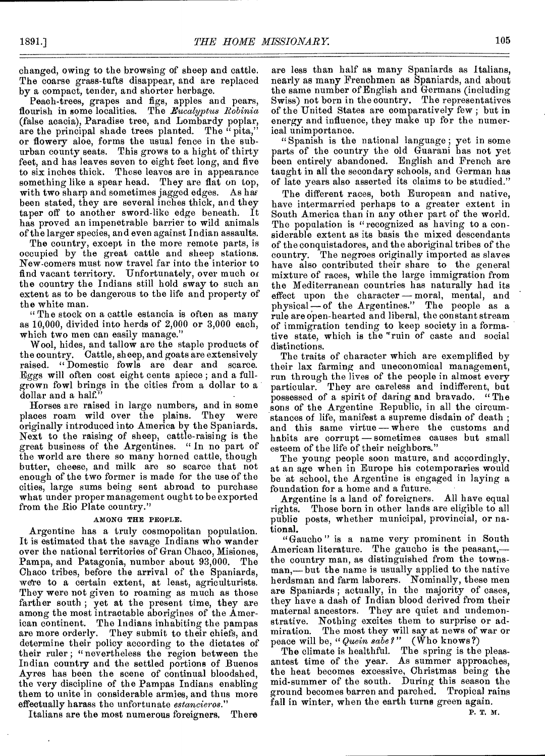changed, owing to the browsing of sheep and cattle. The coarse grass-tufts disappear, and are replaced by a compact, tender, and shorter herbage.

Peach-trees, grapes and figs, apples and pears, flourish in some localities. The *Eucalyptus Robinia* (false acacia), Paradise tree, and Lombardy poplar, are the principal shade trees planted. The "pita," or flowery aloe, forms the usual fence in the suburban county seats. This grows to a hight of thirty feet, and has leaves seven to eight feet long, and five to six inches thick. These leaves are in appearance something like a spear head. They are flat on top, with two sharp and sometimes jagged edges. As has been stated, they are several inches thick, and they taper off to another sword-like edge beneath. It has proved an impenetrable barrier to wild animals of the larger species, and even against Indian assaults.

The country, except in the more remote parts, is occupied by the great cattle and sheep stations. New-comers must now travel far into the interior to find vacant territory. Unfortunately, over much of the country the Indians still hold sway to such an extent as to be dangerous to the life and property of the white man.

"The stock on a cattle estancia is often as many as 10,000, divided into herds of 2,000 or 3,000 each, which two men can easily manage."

Wool, hides, and tallow are the staple products of the country. Cattle, sheep, and goats are extensively raised. "Domestic fowls are dear and scarce. Eggs will often cost eight cents apiece; and a full-grown fowl brings in the cities from a dollar to a dollar and a half."

Horses are raised in large numbers, and in some places roam wild over the plains. They were originally introduced into America by the Spaniards. Next to the raising of sheep, cattle-raising is the great business of the Argentines. "In no part of the world are there so many horned cattle, though butter, cheese, and milk are so scarce that not enough of the two former is made for the use of the cities, large sums being sent abroad to purchase what under proper management ought to be exported from the Rio Plate country."

## AMONG THE PEOPLE.

Argentine has a truly cosmopolitan population. It is estimated that the savage Indians who wander over the national territories of Gran Chaco, Misiones, Pampa, and Patagonia, number about 93,000. The Chaco tribes, before the arrival of the Spaniards, were to a certain extent, at least, agriculturists. They were not given to roaming as much as those farther south; yet at the present time, they are among the most intractable aborigines of the American continent. The Indians inhabiting the pampas are more orderly. They submit to their chiefs, and determine their policy according to the dictates of their ruler; "nevertheless the region between the Indian country and the settled portions of Buenos Ayres has been the scene of continual bloodshed, the very discipline of the Pampas Indians enabling them to unite in considerable armies, and thus more effectually harass the unfortunate *estancieros*."

Italians are the most numerous foreigners. There are less than half as many Spaniards as Italians, nearly as many Frenchmen as Spaniards, and about the same number of English and Germans (including Swiss) not born in the country. The representatives of the United States are comparatively few; but in energy and influence, they make up for the numerical unimportance.

"Spanish is the national language; yet in some parts of the country the old Guarani has not yet been entirely abandoned. English and French are taught in all the secondary schools, and German has of late years also asserted its claims to be studied."

The different races, both European and native, have intermarried perhaps to a greater extent in South America than in any other part of the world. The population is "recognized as having to a considerable extent as its basis the mixed descendants of the conquistadores, and the aboriginal tribes of the country. The negroes originally imported as slaves have also contributed their share to the general mixture of races, while the large immigration from the Mediterranean countries has naturally had its effect upon the character — moral, mental, and physical — of the Argentines." The people as a rule are open-hearted and liberal, the constant stream of immigration tending to keep society in a formative state, which is the ruin of caste and social distinctions.

The traits of character which are exemplified by their lax farming and uneconomical management, run through the lives of the people in almost every particular. They are careless and indifferent, but possessed of a spirit of daring and bravado. "The sons of the Argentine Republic, in all the circumstances of life, manifest a supreme disdain of death; and this same virtue — where the customs and habits are corrupt — sometimes causes but small esteem of the life of their neighbors."

The young people soon mature, and accordingly, at an age when in Europe his cotemporaries would be at school, the Argentine is engaged in laying a foundation for a home and a future.

Argentine is a land of foreigners. All have equal rights. Those born in other lands are eligible to all public posts, whether municipal, provincial, or national.

"Gaucho" is a name very prominent in South American literature. The gaucho is the peasant,— the country man, as distinguished from the townsman,— but the name is usually applied to the native herdsman and farm laborers. Nominally, these men are Spaniards; actually, in the majority of cases, they have a dash of Indian blood derived from their maternal ancestors. They are quiet and undemonstrative. Nothing excites them to surprise or admiration. The most they will say at news of war or peace will be, "*Quein sabe?*" (Who knows?)

The climate is healthful. The spring is the pleasantest time of the year. As summer approaches, the heat becomes excessive, Christmas being the mid-summer of the south. During this season the ground becomes barren and parched. Tropical rains fall in winter, when the earth turns green again.

P. T. M.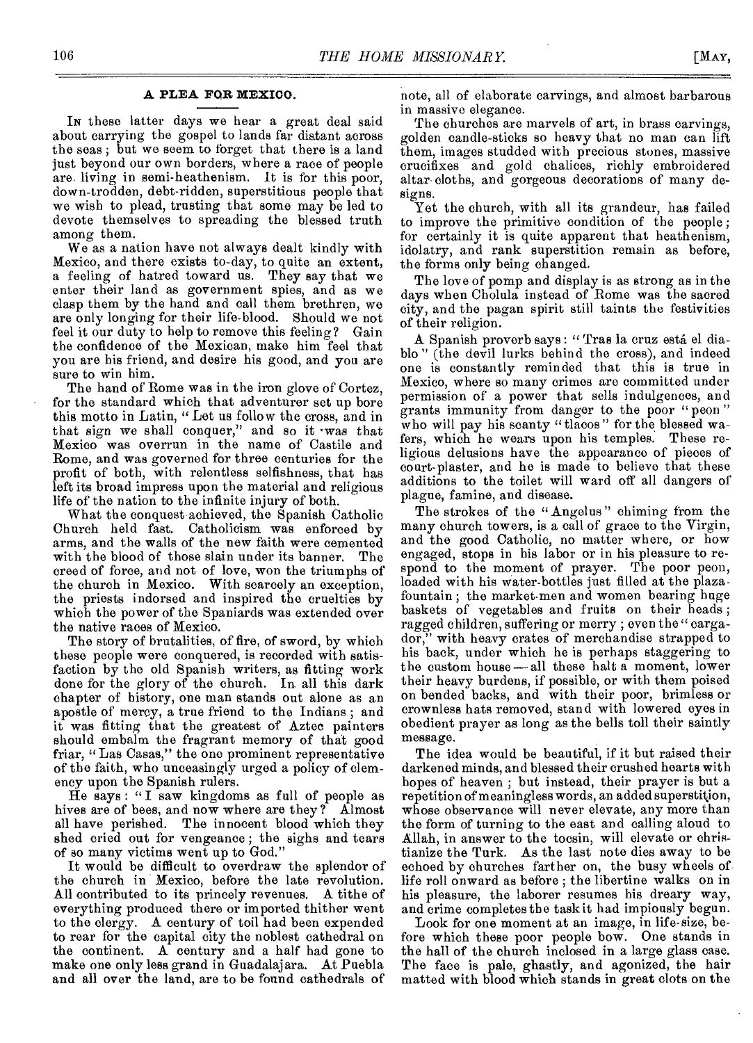## A PLEA FOR MEXICO.

In these latter days we hear a great deal said about carrying the gospel to lands far distant across the seas; but we seem to forget that there is a land just beyond our own borders, where a race of people are living in semi-heathenism. It is for this poor, down-trodden, debt-ridden, superstitious people that we wish to plead, trusting that some may be led to devote themselves to spreading the blessed truth among them.

We as a nation have not always dealt kindly with Mexico, and there exists to-day, to quite an extent, a feeling of hatred toward us. They say that we enter their land as government spies, and as we clasp them by the hand and call them brethren, we are only longing for their life-blood. Should we not feel it our duty to help to remove this feeling? Gain the confidence of the Mexican, make him feel that you are his friend, and desire his good, and you are sure to win him.

The hand of Rome was in the iron glove of Cortez, for the standard which that adventurer set up bore this motto in Latin, "Let us follow the cross, and in that sign we shall conquer," and so it was that Mexico was overrun in the name of Castile and Rome, and was governed for three centuries for the profit of both, with relentless selfishness, that has left its broad impress upon the material and religious life of the nation to the infinite injury of both.

What the conquest achieved, the Spanish Catholic Church held fast. Catholicism was enforced by arms, and the walls of the new faith were cemented with the blood of those slain under its banner. The creed of force, and not of love, won the triumphs of the church in Mexico. With scarcely an exception, the priests indorsed and inspired the cruelties by which the power of the Spaniards was extended over the native races of Mexico.

The story of brutalities, of fire, of sword, by which these people were conquered, is recorded with satisfaction by the old Spanish writers, as fitting work done for the glory of the church. In all this dark chapter of history, one man stands out alone as an apostle of mercy, a true friend to the Indians; and it was fitting that the greatest of Aztec painters should embalm the fragrant memory of that good friar, "Las Casas," the one prominent representative of the faith, who unceasingly urged a policy of clemency upon the Spanish rulers.

He says: "I saw kingdoms as full of people as hives are of bees, and now where are they? Almost all have perished. The innocent blood which they shed cried out for vengeance; the sighs and tears of so many victims went up to God."

It would be difficult to overdraw the splendor of the church in Mexico, before the late revolution. All contributed to its princely revenues. A tithe of everything produced there or imported thither went to the clergy. A century of toil had been expended to rear for the capital city the noblest cathedral on the continent. A century and a half had gone to make one only less grand in Guadalajara. At Puebla and all over the land, are to be found cathedrals of note, all of elaborate carvings, and almost barbarous in massive elegance.

The churches are marvels of art, in brass carvings, golden candle-sticks so heavy that no man can lift them, images studded with precious stones, massive crucifixes and gold chalices, richly embroidered altar-cloths, and gorgeous decorations of many designs.

Yet the church, with all its grandeur, has failed to improve the primitive condition of the people; for certainly it is quite apparent that heathenism, idolatry, and rank superstition remain as before, the forms only being changed.

The love of pomp and display is as strong as in the days when Cholula instead of Rome was the sacred city, and the pagan spirit still taints the festivities of their religion.

A Spanish proverb says: "Tras la cruz está el diablo" (the devil lurks behind the cross), and indeed one is constantly reminded that this is true in Mexico, where so many crimes are committed under permission of a power that sells indulgences, and grants immunity from danger to the poor "peon" who will pay his scanty "tlacos" for the blessed wafers, which he wears upon his temples. These religious delusions have the appearance of pieces of court-plaster, and he is made to believe that these additions to the toilet will ward off all dangers of plague, famine, and disease.

The strokes of the "Angelus" chiming from the many church towers, is a call of grace to the Virgin, and the good Catholic, no matter where, or how engaged, stops in his labor or in his pleasure to respond to the moment of prayer. The poor peon, loaded with his water-bottles just filled at the plaza-fountain; the market-men and women bearing huge baskets of vegetables and fruits on their heads; ragged children, suffering or merry; even the "cargador," with heavy crates of merchandise strapped to his back, under which he is perhaps staggering to the custom house — all these halt a moment, lower their heavy burdens, if possible, or with them poised on bended backs, and with their poor, brimless or crownless hats removed, stand with lowered eyes in obedient prayer as long as the bells toll their saintly message.

The idea would be beautiful, if it but raised their darkened minds, and blessed their crushed hearts with hopes of heaven; but instead, their prayer is but a repetition of meaningless words, an added superstition, whose observance will never elevate, any more than the form of turning to the east and calling aloud to Allah, in answer to the tocsin, will elevate or christianize the Turk. As the last note dies away to be echoed by churches farther on, the busy wheels of life roll onward as before; the libertine walks on in his pleasure, the laborer resumes his dreary way, and crime completes the task it had impiously begun.

Look for one moment at an image, in life-size, before which these poor people bow. One stands in the hall of the church inclosed in a large glass case. The face is pale, ghastly, and agonized, the hair matted with blood which stands in great clots on the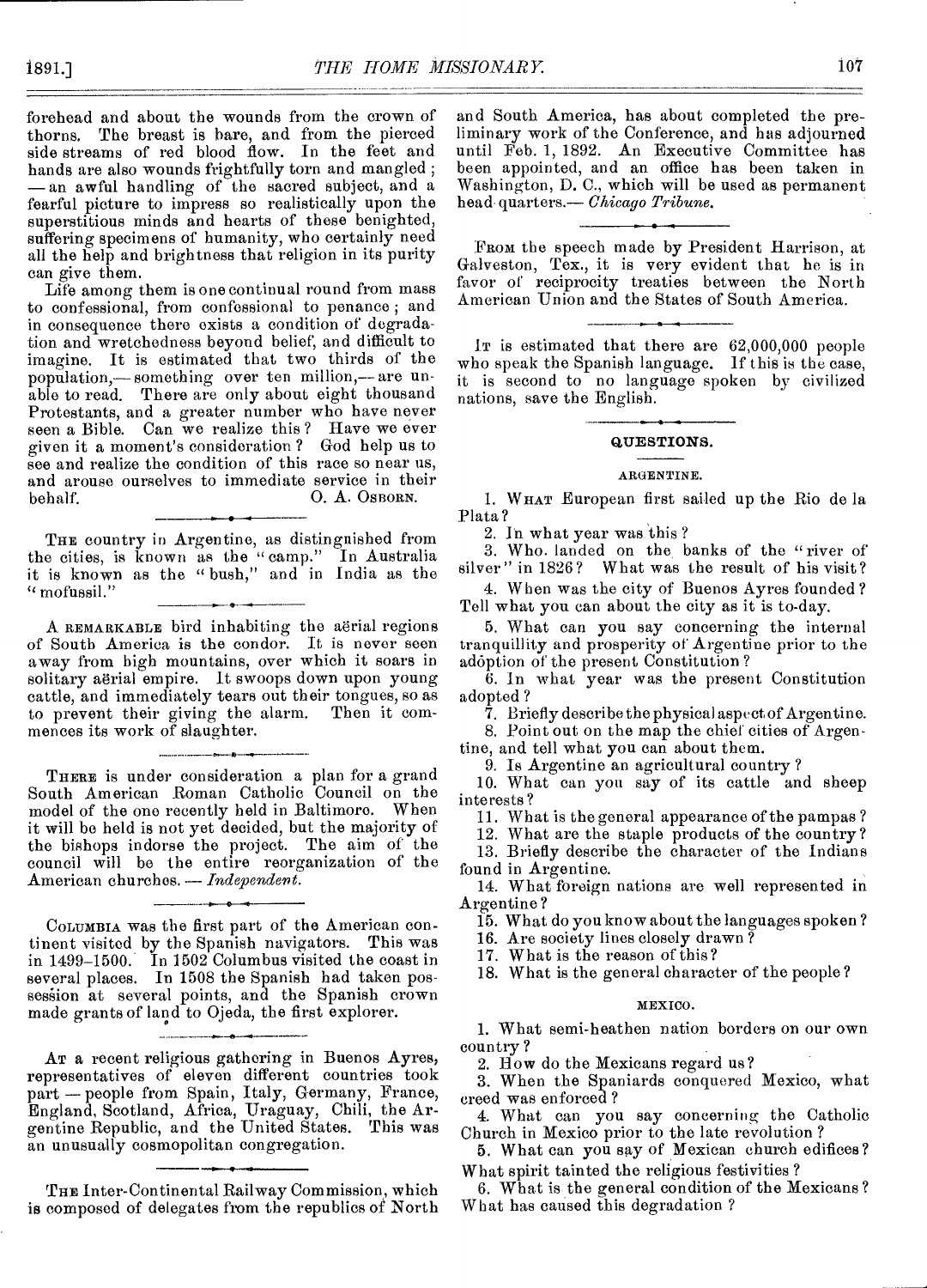forehead and about the wounds from the crown of thorns. The breast is bare, and from the pierced side streams of red blood flow. In the feet and hands are also wounds frightfully torn and mangled; — an awful handling of the sacred subject, and a fearful picture to impress so realistically upon the superstitious minds and hearts of these benighted, suffering specimens of humanity, who certainly need all the help and brightness that religion in its purity can give them.

Life among them is one continual round from mass to confessional, from confessional to penance; and in consequence there exists a condition of degradation and wretchedness beyond belief, and difficult to imagine. It is estimated that two thirds of the population,— something over ten million,— are unable to read. There are only about eight thousand Protestants, and a greater number who have never seen a Bible. Can we realize this? Have we ever given it a moment's consideration? God help us to see and realize the condition of this race so near us, and arouse ourselves to immediate service in their behalf.

O. A. OSBORN.

---

THE country in Argentine, as distinguished from the cities, is known as the "camp." In Australia it is known as the "bush," and in India as the "mofussil."

---

A REMARKABLE bird inhabiting the aërial regions of South America is the condor. It is never seen away from high mountains, over which it soars in solitary aërial empire. It swoops down upon young cattle, and immediately tears out their tongues, so as to prevent their giving the alarm. Then it commences its work of slaughter.

---

THERE is under consideration a plan for a grand South American Roman Catholic Council on the model of the one recently held in Baltimore. When it will be held is not yet decided, but the majority of the bishops indorse the project. The aim of the council will be the entire reorganization of the American churches. — *Independent.*

---

COLUMBIA was the first part of the American continent visited by the Spanish navigators. This was in 1499–1500. In 1502 Columbus visited the coast in several places. In 1508 the Spanish had taken possession at several points, and the Spanish crown made grants of land to Ojeda, the first explorer.

---

AT a recent religious gathering in Buenos Ayres, representatives of eleven different countries took part — people from Spain, Italy, Germany, France, England, Scotland, Africa, Uraguay, Chili, the Argentine Republic, and the United States. This was an unusually cosmopolitan congregation.

---

THE Inter-Continental Railway Commission, which is composed of delegates from the republics of North and South America, has about completed the preliminary work of the Conference, and has adjourned until Feb. 1, 1892. An Executive Committee has been appointed, and an office has been taken in Washington, D. C., which will be used as permanent head quarters.— *Chicago Tribune.*

---

FROM the speech made by President Harrison, at Galveston, Tex., it is very evident that he is in favor of reciprocity treaties between the North American Union and the States of South America.

---

IT is estimated that there are 62,000,000 people who speak the Spanish language. If this is the case, it is second to no language spoken by civilized nations, save the English.

---

## QUESTIONS.

### ARGENTINE.

1. WHAT European first sailed up the Rio de la Plata?
2. In what year was this?
3. Who landed on the banks of the "river of silver" in 1826? What was the result of his visit?
4. When was the city of Buenos Ayres founded? Tell what you can about the city as it is to-day.
5. What can you say concerning the internal tranquillity and prosperity of Argentine prior to the adöption of the present Constitution?
6. In what year was the present Constitution adopted?
7. Briefly describe the physical aspect of Argentine.
8. Point out on the map the chief cities of Argentine, and tell what you can about them.
9. Is Argentine an agricultural country?
10. What can you say of its cattle and sheep interests?
11. What is the general appearance of the pampas?
12. What are the staple products of the country?
13. Briefly describe the character of the Indians found in Argentine.
14. What foreign nations are well represented in Argentine?
15. What do you know about the languages spoken?
16. Are society lines closely drawn?
17. What is the reason of this?
18. What is the general character of the people?

### MEXICO.

1. What semi-heathen nation borders on our own country?
2. How do the Mexicans regard us?
3. When the Spaniards conquered Mexico, what creed was enforced?
4. What can you say concerning the Catholic Church in Mexico prior to the late revolution?
5. What can you say of Mexican church edifices? What spirit tainted the religious festivities?
6. What is the general condition of the Mexicans? What has caused this degradation?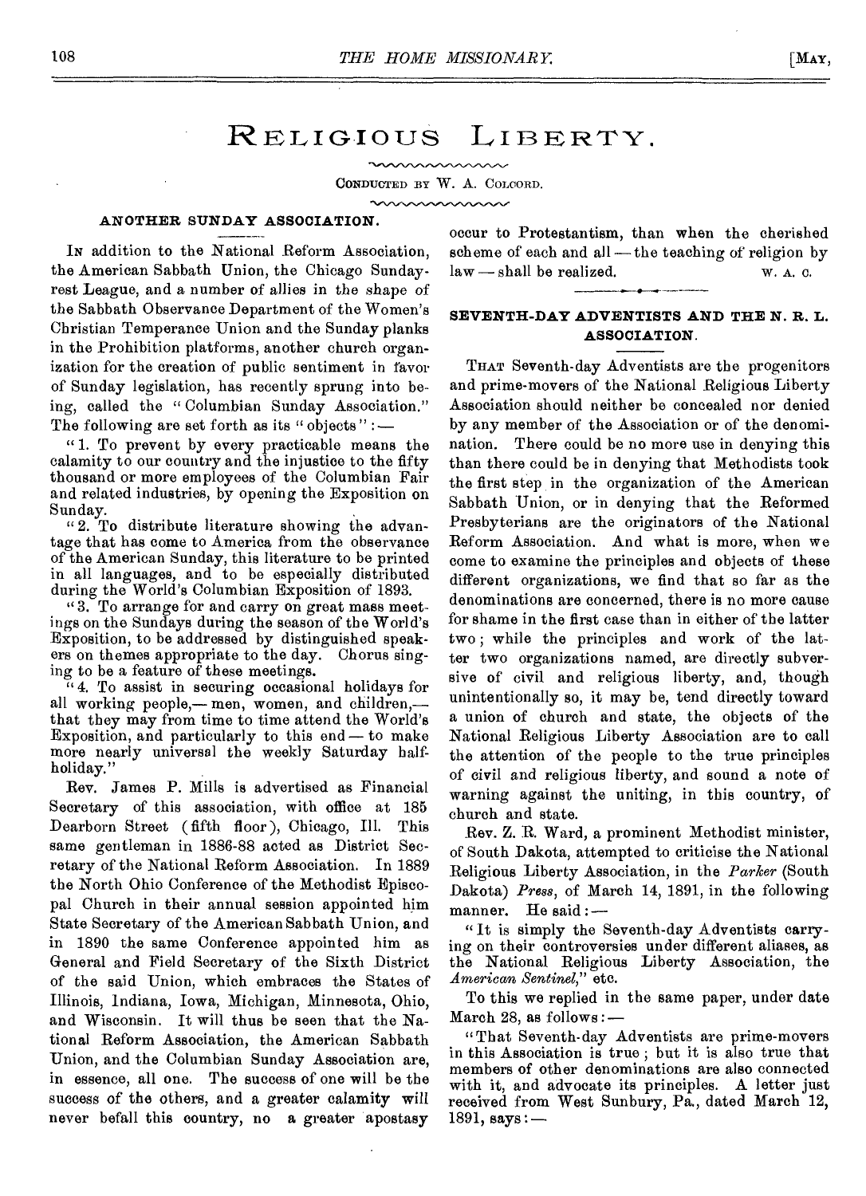# RELIGIOUS LIBERTY.

CONDUCTED BY W. A. COLCORD.

## ANOTHER SUNDAY ASSOCIATION.

IN addition to the National Reform Association, the American Sabbath Union, the Chicago Sunday-rest League, and a number of allies in the shape of the Sabbath Observance Department of the Women's Christian Temperance Union and the Sunday planks in the Prohibition platforms, another church organization for the creation of public sentiment in favor of Sunday legislation, has recently sprung into being, called the "Columbian Sunday Association." The following are set forth as its "objects": —

"1. To prevent by every practicable means the calamity to our country and the injustice to the fifty thousand or more employees of the Columbian Fair and related industries, by opening the Exposition on Sunday.

"2. To distribute literature showing the advantage that has come to America from the observance of the American Sunday, this literature to be printed in all languages, and to be especially distributed during the World's Columbian Exposition of 1893.

"3. To arrange for and carry on great mass meetings on the Sundays during the season of the World's Exposition, to be addressed by distinguished speakers on themes appropriate to the day. Chorus singing to be a feature of these meetings.

"4. To assist in securing occasional holidays for all working people,—men, women, and children,—that they may from time to time attend the World's Exposition, and particularly to this end — to make more nearly universal the weekly Saturday half-holiday."

Rev. James P. Mills is advertised as Financial Secretary of this association, with office at 185 Dearborn Street (fifth floor), Chicago, Ill. This same gentleman in 1886-88 acted as District Secretary of the National Reform Association. In 1889 the North Ohio Conference of the Methodist Episcopal Church in their annual session appointed him State Secretary of the American Sabbath Union, and in 1890 the same Conference appointed him as General and Field Secretary of the Sixth District of the said Union, which embraces the States of Illinois, Indiana, Iowa, Michigan, Minnesota, Ohio, and Wisconsin. It will thus be seen that the National Reform Association, the American Sabbath Union, and the Columbian Sunday Association are, in essence, all one. The success of one will be the success of the others, and a greater calamity will never befall this country, no a greater apostasy occur to Protestantism, than when the cherished scheme of each and all — the teaching of religion by law — shall be realized.

W. A. C.

## SEVENTH-DAY ADVENTISTS AND THE N. R. L. ASSOCIATION.

THAT Seventh-day Adventists are the progenitors and prime-movers of the National Religious Liberty Association should neither be concealed nor denied by any member of the Association or of the denomination. There could be no more use in denying this than there could be in denying that Methodists took the first step in the organization of the American Sabbath Union, or in denying that the Reformed Presbyterians are the originators of the National Reform Association. And what is more, when we come to examine the principles and objects of these different organizations, we find that so far as the denominations are concerned, there is no more cause for shame in the first case than in either of the latter two; while the principles and work of the latter two organizations named, are directly subversive of civil and religious liberty, and, though unintentionally so, it may be, tend directly toward a union of church and state, the objects of the National Religious Liberty Association are to call the attention of the people to the true principles of civil and religious liberty, and sound a note of warning against the uniting, in this country, of church and state.

Rev. Z. R. Ward, a prominent Methodist minister, of South Dakota, attempted to criticise the National Religious Liberty Association, in the *Parker* (South Dakota) *Press*, of March 14, 1891, in the following manner. He said: —

"It is simply the Seventh-day Adventists carrying on their controversies under different aliases, as the National Religious Liberty Association, the *American Sentinel*," etc.

To this we replied in the same paper, under date March 28, as follows: —

"That Seventh-day Adventists are prime-movers in this Association is true; but it is also true that members of other denominations are also connected with it, and advocate its principles. A letter just received from West Sunbury, Pa., dated March 12, 1891, says: —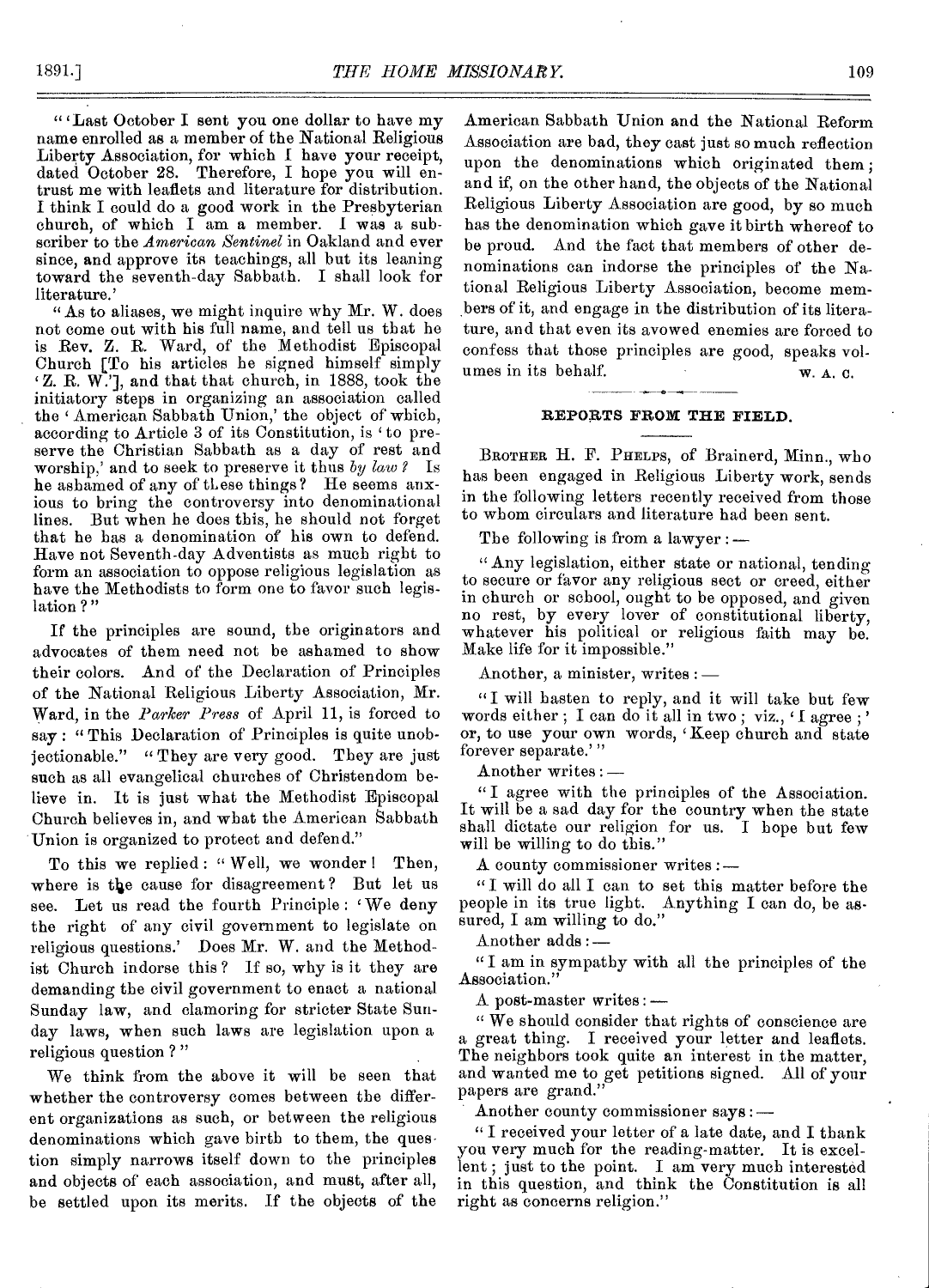"'Last October I sent you one dollar to have my name enrolled as a member of the National Religious Liberty Association, for which I have your receipt, dated October 28. Therefore, I hope you will entrust me with leaflets and literature for distribution. I think I could do a good work in the Presbyterian church, of which I am a member. I was a subscriber to the *American Sentinel* in Oakland and ever since, and approve its teachings, all but its leaning toward the seventh-day Sabbath. I shall look for literature.'

"As to aliases, we might inquire why Mr. W. does not come out with his full name, and tell us that he is Rev. Z. R. Ward, of the Methodist Episcopal Church [To his articles he signed himself simply 'Z. R. W.'], and that that church, in 1888, took the initiatory steps in organizing an association called the 'American Sabbath Union,' the object of which, according to Article 3 of its Constitution, is 'to preserve the Christian Sabbath as a day of rest and worship,' and to seek to preserve it thus *by law?* Is he ashamed of any of these things? He seems anxious to bring the controversy into denominational lines. But when he does this, he should not forget that he has a denomination of his own to defend. Have not Seventh-day Adventists as much right to form an association to oppose religious legislation as have the Methodists to form one to favor such legislation?"

If the principles are sound, the originators and advocates of them need not be ashamed to show their colors. And of the Declaration of Principles of the National Religious Liberty Association, Mr. Ward, in the *Parker Press* of April 11, is forced to say: "This Declaration of Principles is quite unobjectionable." "They are very good. They are just such as all evangelical churches of Christendom believe in. It is just what the Methodist Episcopal Church believes in, and what the American Sabbath Union is organized to protect and defend."

To this we replied: "Well, we wonder! Then, where is the cause for disagreement? But let us see. Let us read the fourth Principle: 'We deny the right of any civil government to legislate on religious questions.' Does Mr. W. and the Methodist Church indorse this? If so, why is it they are demanding the civil government to enact a national Sunday law, and clamoring for stricter State Sunday laws, when such laws are legislation upon a religious question?"

We think from the above it will be seen that whether the controversy comes between the different organizations as such, or between the religious denominations which gave birth to them, the question simply narrows itself down to the principles and objects of each association, and must, after all, be settled upon its merits. If the objects of the American Sabbath Union and the National Reform Association are bad, they cast just so much reflection upon the denominations which originated them; and if, on the other hand, the objects of the National Religious Liberty Association are good, by so much has the denomination which gave it birth whereof to be proud. And the fact that members of other denominations can indorse the principles of the National Religious Liberty Association, become members of it, and engage in the distribution of its literature, and that even its avowed enemies are forced to confess that those principles are good, speaks volumes in its behalf.

W. A. C.

## REPORTS FROM THE FIELD.

BROTHER H. F. PHELPS, of Brainerd, Minn., who has been engaged in Religious Liberty work, sends in the following letters recently received from those to whom circulars and literature had been sent.

The following is from a lawyer: —

"Any legislation, either state or national, tending to secure or favor any religious sect or creed, either in church or school, ought to be opposed, and given no rest, by every lover of constitutional liberty, whatever his political or religious faith may be. Make life for it impossible."

Another, a minister, writes: —

"I will hasten to reply, and it will take but few words either; I can do it all in two; viz., 'I agree;' or, to use your own words, 'Keep church and state forever separate.'"

Another writes: —

"I agree with the principles of the Association. It will be a sad day for the country when the state shall dictate our religion for us. I hope but few will be willing to do this."

A county commissioner writes: —

"I will do all I can to set this matter before the people in its true light. Anything I can do, be assured, I am willing to do."

Another adds: —

"I am in sympathy with all the principles of the Association."

A post-master writes: —

"We should consider that rights of conscience are a great thing. I received your letter and leaflets. The neighbors took quite an interest in the matter, and wanted me to get petitions signed. All of your papers are grand."

Another county commissioner says: —

"I received your letter of a late date, and I thank you very much for the reading-matter. It is excellent; just to the point. I am very much interested in this question, and think the Constitution is all right as concerns religion."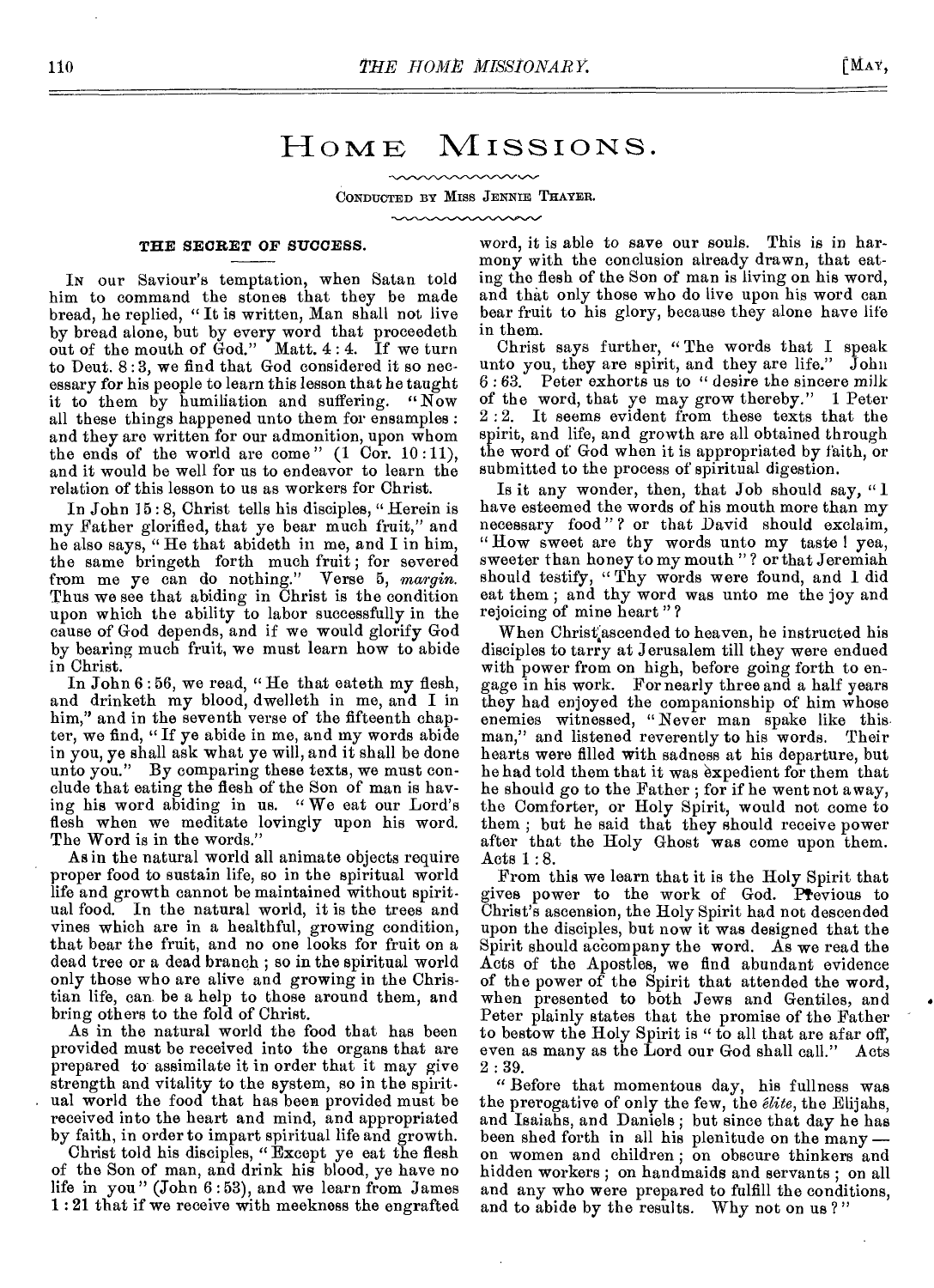# HOME MISSIONS.

CONDUCTED BY MISS JENNIE THAYER.

### THE SECRET OF SUCCESS.

IN our Saviour's temptation, when Satan told him to command the stones that they be made bread, he replied, "It is written, Man shall not live by bread alone, but by every word that proceedeth out of the mouth of God." Matt. 4:4. If we turn to Deut. 8:3, we find that God considered it so necessary for his people to learn this lesson that he taught it to them by humiliation and suffering. "Now all these things happened unto them for ensamples: and they are written for our admonition, upon whom the ends of the world are come" (1 Cor. 10:11), and it would be well for us to endeavor to learn the relation of this lesson to us as workers for Christ.

In John 15:8, Christ tells his disciples, "Herein is my Father glorified, that ye bear much fruit," and he also says, "He that abideth in me, and I in him, the same bringeth forth much fruit; for severed from me ye can do nothing." Verse 5, *margin*. Thus we see that abiding in Christ is the condition upon which the ability to labor successfully in the cause of God depends, and if we would glorify God by bearing much fruit, we must learn how to abide in Christ.

In John 6:56, we read, "He that eateth my flesh, and drinketh my blood, dwelleth in me, and I in him," and in the seventh verse of the fifteenth chapter, we find, "If ye abide in me, and my words abide in you, ye shall ask what ye will, and it shall be done unto you." By comparing these texts, we must conclude that eating the flesh of the Son of man is having his word abiding in us. "We eat our Lord's flesh when we meditate lovingly upon his word. The Word is in the words."

As in the natural world all animate objects require proper food to sustain life, so in the spiritual world life and growth cannot be maintained without spiritual food. In the natural world, it is the trees and vines which are in a healthful, growing condition, that bear the fruit, and no one looks for fruit on a dead tree or a dead branch; so in the spiritual world only those who are alive and growing in the Christian life, can be a help to those around them, and bring others to the fold of Christ.

As in the natural world the food that has been provided must be received into the organs that are prepared to assimilate it in order that it may give strength and vitality to the system, so in the spiritual world the food that has been provided must be received into the heart and mind, and appropriated by faith, in order to impart spiritual life and growth.

Christ told his disciples, "Except ye eat the flesh of the Son of man, and drink his blood, ye have no life in you" (John 6:53), and we learn from James 1:21 that if we receive with meekness the engrafted word, it is able to save our souls. This is in harmony with the conclusion already drawn, that eating the flesh of the Son of man is living on his word, and that only those who do live upon his word can bear fruit to his glory, because they alone have life in them.

Christ says further, "The words that I speak unto you, they are spirit, and they are life." John 6:63. Peter exhorts us to "desire the sincere milk of the word, that ye may grow thereby." 1 Peter 2:2. It seems evident from these texts that the spirit, and life, and growth are all obtained through the word of God when it is appropriated by faith, or submitted to the process of spiritual digestion.

Is it any wonder, then, that Job should say, "I have esteemed the words of his mouth more than my necessary food"? or that David should exclaim, "How sweet are thy words unto my taste! yea, sweeter than honey to my mouth"? or that Jeremiah should testify, "Thy words were found, and I did eat them; and thy word was unto me the joy and rejoicing of mine heart"?

When Christ ascended to heaven, he instructed his disciples to tarry at Jerusalem till they were endued with power from on high, before going forth to engage in his work. For nearly three and a half years they had enjoyed the companionship of him whose enemies witnessed, "Never man spake like this man," and listened reverently to his words. Their hearts were filled with sadness at his departure, but he had told them that it was expedient for them that he should go to the Father; for if he went not away, the Comforter, or Holy Spirit, would not come to them; but he said that they should receive power after that the Holy Ghost was come upon them. Acts 1:8.

From this we learn that it is the Holy Spirit that gives power to the work of God. Previous to Christ's ascension, the Holy Spirit had not descended upon the disciples, but now it was designed that the Spirit should accompany the word. As we read the Acts of the Apostles, we find abundant evidence of the power of the Spirit that attended the word, when presented to both Jews and Gentiles, and Peter plainly states that the promise of the Father to bestow the Holy Spirit is "to all that are afar off, even as many as the Lord our God shall call." Acts 2:39.

"Before that momentous day, his fullness was the prerogative of only the few, the *élite*, the Elijahs, and Isaiahs, and Daniels; but since that day he has been shed forth in all his plenitude on the many — on women and children; on obscure thinkers and hidden workers; on handmaids and servants; on all and any who were prepared to fulfill the conditions, and to abide by the results. Why not on us?"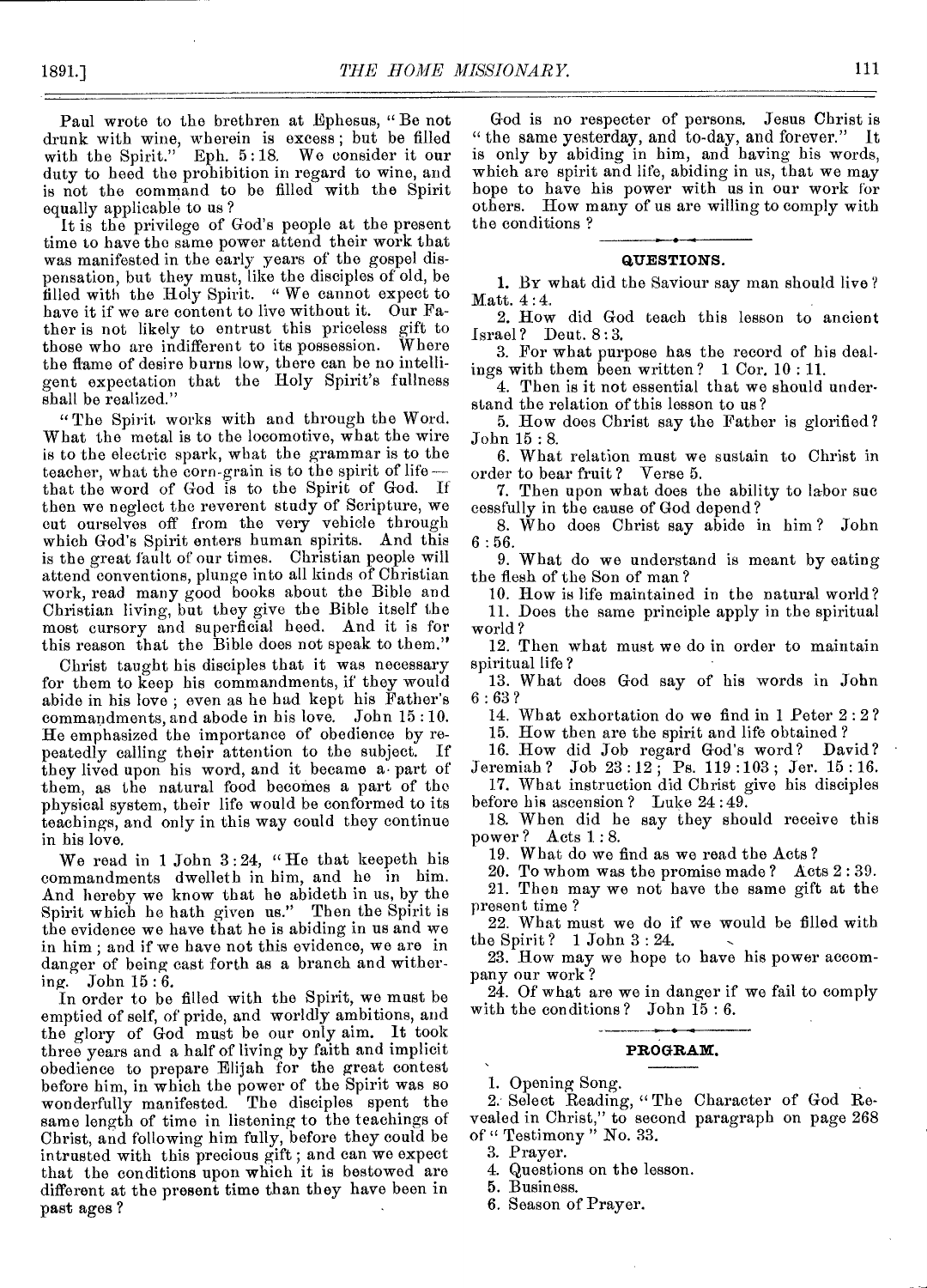Paul wrote to the brethren at Ephesus, "Be not drunk with wine, wherein is excess; but be filled with the Spirit." Eph. 5:18. We consider it our duty to heed the prohibition in regard to wine, and is not the command to be filled with the Spirit equally applicable to us?

It is the privilege of God's people at the present time to have the same power attend their work that was manifested in the early years of the gospel dispensation, but they must, like the disciples of old, be filled with the Holy Spirit. "We cannot expect to have it if we are content to live without it. Our Father is not likely to entrust this priceless gift to those who are indifferent to its possession. Where the flame of desire burns low, there can be no intelligent expectation that the Holy Spirit's fullness shall be realized."

"The Spirit works with and through the Word. What the metal is to the locomotive, what the wire is to the electric spark, what the grammar is to the teacher, what the corn-grain is to the spirit of life—that the word of God is to the Spirit of God. If then we neglect the reverent study of Scripture, we cut ourselves off from the very vehicle through which God's Spirit enters human spirits. And this is the great fault of our times. Christian people will attend conventions, plunge into all kinds of Christian work, read many good books about the Bible and Christian living, but they give the Bible itself the most cursory and superficial heed. And it is for this reason that the Bible does not speak to them."

Christ taught his disciples that it was necessary for them to keep his commandments, if they would abide in his love; even as he had kept his Father's commandments, and abode in his love. John 15:10. He emphasized the importance of obedience by repeatedly calling their attention to the subject. If they lived upon his word, and it became a part of them, as the natural food becomes a part of the physical system, their life would be conformed to its teachings, and only in this way could they continue in his love.

We read in 1 John 3:24, "He that keepeth his commandments dwelleth in him, and he in him. And hereby we know that he abideth in us, by the Spirit which he hath given us." Then the Spirit is the evidence we have that he is abiding in us and we in him; and if we have not this evidence, we are in danger of being cast forth as a branch and withering. John 15:6.

In order to be filled with the Spirit, we must be emptied of self, of pride, and worldly ambitions, and the glory of God must be our only aim. It took three years and a half of living by faith and implicit obedience to prepare Elijah for the great contest before him, in which the power of the Spirit was so wonderfully manifested. The disciples spent the same length of time in listening to the teachings of Christ, and following him fully, before they could be intrusted with this precious gift; and can we expect that the conditions upon which it is bestowed are different at the present time than they have been in past ages?

God is no respecter of persons. Jesus Christ is "the same yesterday, and to-day, and forever." It is only by abiding in him, and having his words, which are spirit and life, abiding in us, that we may hope to have his power with us in our work for others. How many of us are willing to comply with the conditions?

## QUESTIONS.

1. By what did the Saviour say man should live? Matt. 4:4.
2. How did God teach this lesson to ancient Israel? Deut. 8:3.
3. For what purpose has the record of his dealings with them been written? 1 Cor. 10:11.
4. Then is it not essential that we should understand the relation of this lesson to us?
5. How does Christ say the Father is glorified? John 15:8.
6. What relation must we sustain to Christ in order to bear fruit? Verse 5.
7. Then upon what does the ability to labor successfully in the cause of God depend?
8. Who does Christ say abide in him? John 6:56.
9. What do we understand is meant by eating the flesh of the Son of man?
10. How is life maintained in the natural world?
11. Does the same principle apply in the spiritual world?
12. Then what must we do in order to maintain spiritual life?
13. What does God say of his words in John 6:63?
14. What exhortation do we find in 1 Peter 2:2?
15. How then are the spirit and life obtained?
16. How did Job regard God's word? David? Jeremiah? Job 23:12; Ps. 119:103; Jer. 15:16.
17. What instruction did Christ give his disciples before his ascension? Luke 24:49.
18. When did he say they should receive this power? Acts 1:8.
19. What do we find as we read the Acts?
20. To whom was the promise made? Acts 2:39.
21. Then may we not have the same gift at the present time?
22. What must we do if we would be filled with the Spirit? 1 John 3:24.
23. How may we hope to have his power accompany our work?
24. Of what are we in danger if we fail to comply with the conditions? John 15:6.

## PROGRAM.

1. Opening Song.
2. Select Reading, "The Character of God Revealed in Christ," to second paragraph on page 268 of "Testimony" No. 33.
3. Prayer.
4. Questions on the lesson.
5. Business.
6. Season of Prayer.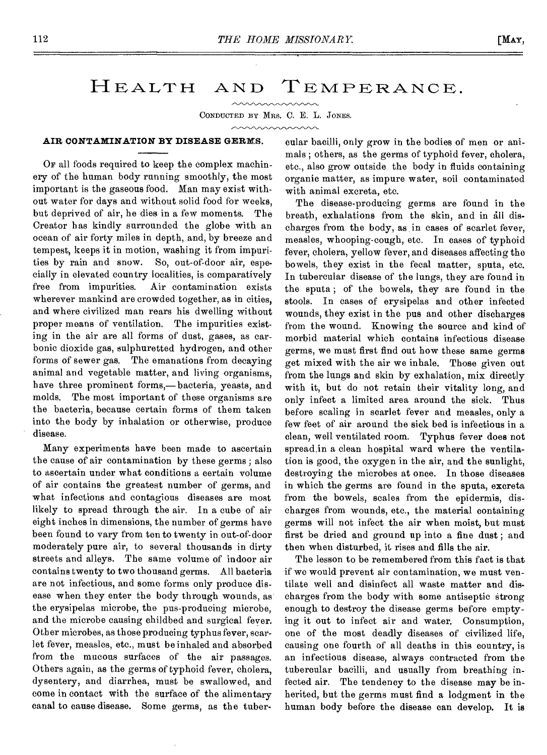# HEALTH AND TEMPERANCE.

CONDUCTED BY MRS. C. E. L. JONES.

### AIR CONTAMINATION BY DISEASE GERMS.

OF all foods required to keep the complex machinery of the human body running smoothly, the most important is the gaseous food. Man may exist without water for days and without solid food for weeks, but deprived of air, he dies in a few moments. The Creator has kindly surrounded the globe with an ocean of air forty miles in depth, and, by breeze and tempest, keeps it in motion, washing it from impurities by rain and snow. So, out-of-door air, especially in elevated country localities, is comparatively free from impurities. Air contamination exists wherever mankind are crowded together, as in cities, and where civilized man rears his dwelling without proper means of ventilation. The impurities existing in the air are all forms of dust, gases, as carbonic dioxide gas, sulphuretted hydrogen, and other forms of sewer gas. The emanations from decaying animal and vegetable matter, and living organisms, have three prominent forms,—bacteria, yeasts, and molds. The most important of these organisms are the bacteria, because certain forms of them taken into the body by inhalation or otherwise, produce disease.

Many experiments have been made to ascertain the cause of air contamination by these germs; also to ascertain under what conditions a certain volume of air contains the greatest number of germs, and what infections and contagious diseases are most likely to spread through the air. In a cube of air eight inches in dimensions, the number of germs have been found to vary from ten to twenty in out-of-door moderately pure air, to several thousands in dirty streets and alleys. The same volume of indoor air contains twenty to two thousand germs. All bacteria are not infectious, and some forms only produce disease when they enter the body through wounds, as the erysipelas microbe, the pus-producing microbe, and the microbe causing childbed and surgical fever. Other microbes, as those producing typhus fever, scarlet fever, measles, etc., must be inhaled and absorbed from the mucous surfaces of the air passages. Others again, as the germs of typhoid fever, cholera, dysentery, and diarrhea, must be swallowed, and come in contact with the surface of the alimentary canal to cause disease. Some germs, as the tubercular bacilli, only grow in the bodies of men or animals; others, as the germs of typhoid fever, cholera, etc., also grow outside the body in fluids containing organic matter, as impure water, soil contaminated with animal excreta, etc.

The disease-producing germs are found in the breath, exhalations from the skin, and in all discharges from the body, as in cases of scarlet fever, measles, whooping-cough, etc. In cases of typhoid fever, cholera, yellow fever, and diseases affecting the bowels, they exist in the fecal matter, sputa, etc. In tubercular disease of the lungs, they are found in the sputa; of the bowels, they are found in the stools. In cases of erysipelas and other infected wounds, they exist in the pus and other discharges from the wound. Knowing the source and kind of morbid material which contains infectious disease germs, we must first find out how these same germs get mixed with the air we inhale. Those given out from the lungs and skin by exhalation, mix directly with it, but do not retain their vitality long, and only infect a limited area around the sick. Thus before scaling in scarlet fever and measles, only a few feet of air around the sick bed is infectious in a clean, well ventilated room. Typhus fever does not spread in a clean hospital ward where the ventilation is good, the oxygen in the air, and the sunlight, destroying the microbes at once. In those diseases in which the germs are found in the sputa, excreta from the bowels, scales from the epidermis, discharges from wounds, etc., the material containing germs will not infect the air when moist, but must first be dried and ground up into a fine dust; and then when disturbed, it rises and fills the air.

The lesson to be remembered from this fact is that if we would prevent air contamination, we must ventilate well and disinfect all waste matter and discharges from the body with some antiseptic strong enough to destroy the disease germs before emptying it out to infect air and water. Consumption, one of the most deadly diseases of civilized life, causing one fourth of all deaths in this country, is an infectious disease, always contracted from the tubercular bacilli, and usually from breathing infected air. The tendency to the disease may be inherited, but the germs must find a lodgment in the human body before the disease can develop. It is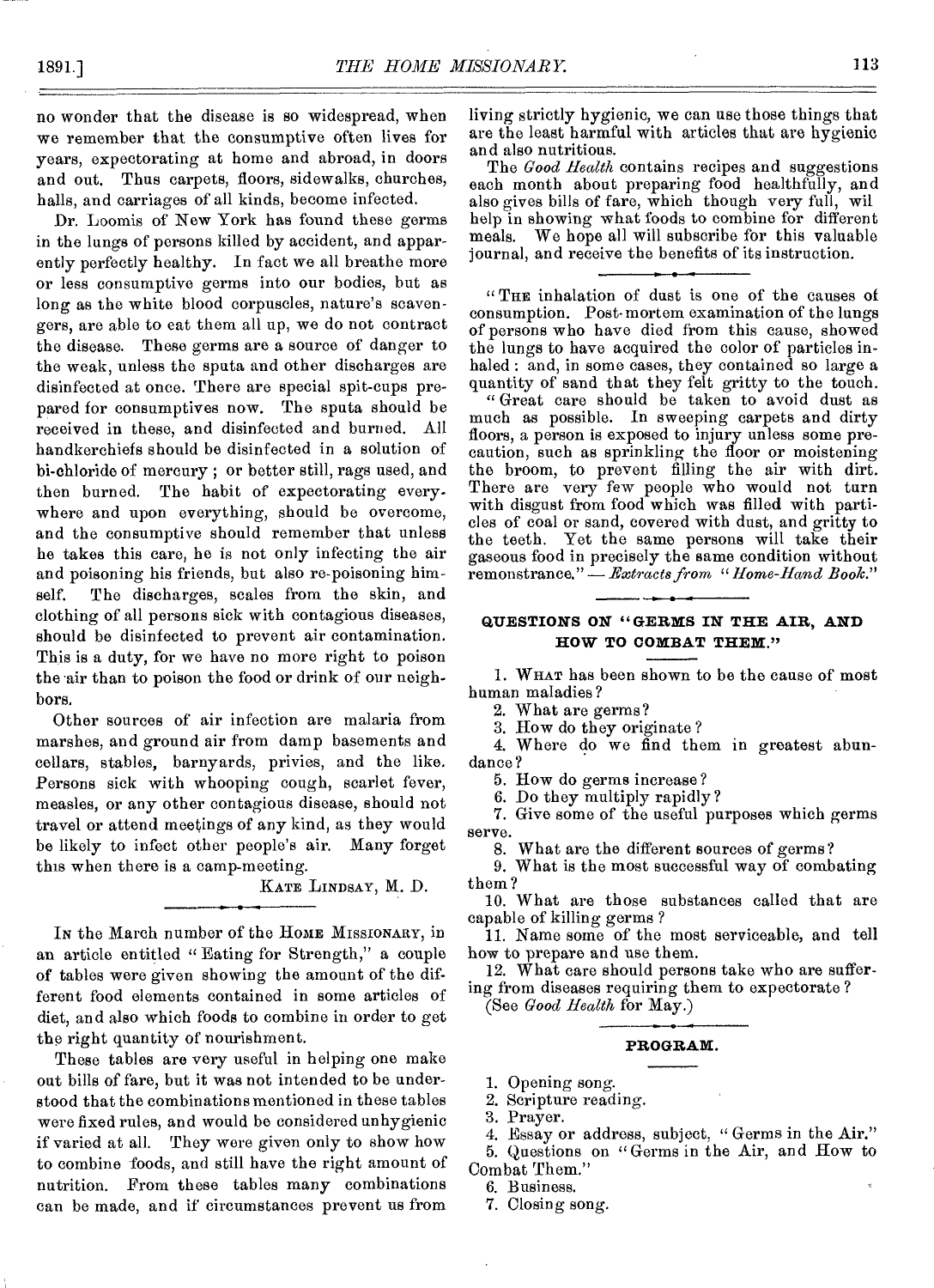no wonder that the disease is so widespread, when we remember that the consumptive often lives for years, expectorating at home and abroad, in doors and out. Thus carpets, floors, sidewalks, churches, halls, and carriages of all kinds, become infected.

Dr. Loomis of New York has found these germs in the lungs of persons killed by accident, and apparently perfectly healthy. In fact we all breathe more or less consumptive germs into our bodies, but as long as the white blood corpuscles, nature's scavengers, are able to eat them all up, we do not contract the disease. These germs are a source of danger to the weak, unless the sputa and other discharges are disinfected at once. There are special spit-cups prepared for consumptives now. The sputa should be received in these, and disinfected and burned. All handkerchiefs should be disinfected in a solution of bi-chloride of mercury ; or better still, rags used, and then burned. The habit of expectorating everywhere and upon everything, should be overcome, and the consumptive should remember that unless he takes this care, he is not only infecting the air and poisoning his friends, but also re-poisoning himself. The discharges, scales from the skin, and clothing of all persons sick with contagious diseases, should be disinfected to prevent air contamination. This is a duty, for we have no more right to poison the air than to poison the food or drink of our neighbors.

Other sources of air infection are malaria from marshes, and ground air from damp basements and cellars, stables, barnyards, privies, and the like. Persons sick with whooping cough, scarlet fever, measles, or any other contagious disease, should not travel or attend meetings of any kind, as they would be likely to infect other people's air. Many forget this when there is a camp-meeting.

KATE LINDSAY, M. D.

---

IN the March number of the HOME MISSIONARY, in an article entitled "Eating for Strength," a couple of tables were given showing the amount of the different food elements contained in some articles of diet, and also which foods to combine in order to get the right quantity of nourishment.

These tables are very useful in helping one make out bills of fare, but it was not intended to be understood that the combinations mentioned in these tables were fixed rules, and would be considered unhygienic if varied at all. They were given only to show how to combine foods, and still have the right amount of nutrition. From these tables many combinations can be made, and if circumstances prevent us from living strictly hygienic, we can use those things that are the least harmful with articles that are hygienic and also nutritious.

The *Good Health* contains recipes and suggestions each month about preparing food healthfully, and also gives bills of fare, which though very full, wil help in showing what foods to combine for different meals. We hope all will subscribe for this valuable journal, and receive the benefits of its instruction.

---

"THE inhalation of dust is one of the causes of consumption. Post-mortem examination of the lungs of persons who have died from this cause, showed the lungs to have acquired the color of particles inhaled : and, in some cases, they contained so large a quantity of sand that they felt gritty to the touch.

"Great care should be taken to avoid dust as much as possible. In sweeping carpets and dirty floors, a person is exposed to injury unless some precaution, such as sprinkling the floor or moistening the broom, to prevent filling the air with dirt. There are very few people who would not turn with disgust from food which was filled with particles of coal or sand, covered with dust, and gritty to the teeth. Yet the same persons will take their gaseous food in precisely the same condition without remonstrance." — *Extracts from "Home-Hand Book."*

---

## QUESTIONS ON "GERMS IN THE AIR, AND HOW TO COMBAT THEM."

1. WHAT has been shown to be the cause of most human maladies?
2. What are germs?
3. How do they originate?
4. Where do we find them in greatest abundance?
5. How do germs increase?
6. Do they multiply rapidly?
7. Give some of the useful purposes which germs serve.
8. What are the different sources of germs?
9. What is the most successful way of combating them?
10. What are those substances called that are capable of killing germs?
11. Name some of the most serviceable, and tell how to prepare and use them.
12. What care should persons take who are suffering from diseases requiring them to expectorate?

(See *Good Health* for May.)

## PROGRAM.

1. Opening song.
2. Scripture reading.
3. Prayer.
4. Essay or address, subject, "Germs in the Air."
5. Questions on "Germs in the Air, and How to Combat Them."
6. Business.
7. Closing song.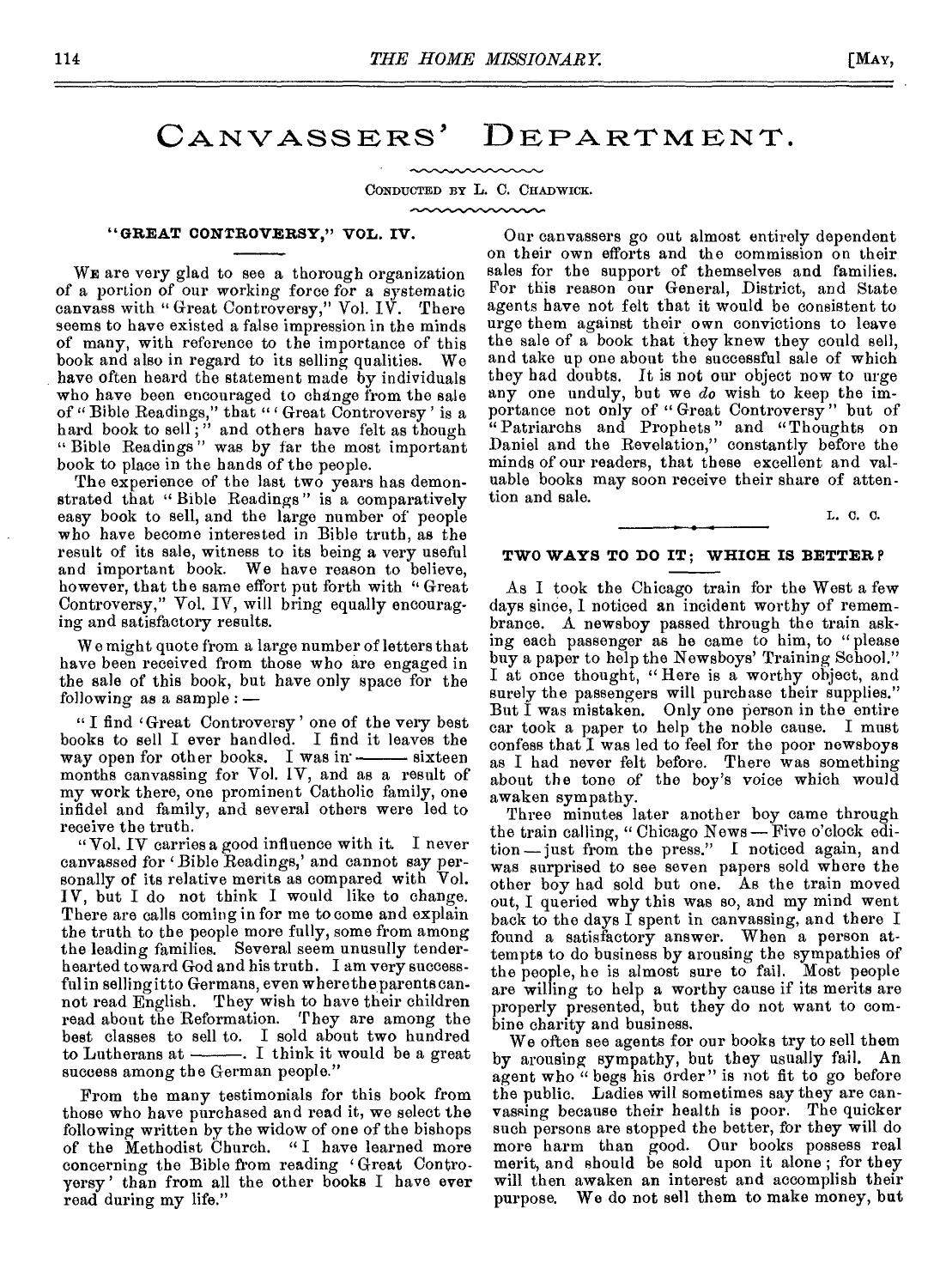# CANVASSERS' DEPARTMENT.

CONDUCTED BY L. C. CHADWICK.

### "GREAT CONTROVERSY," VOL. IV.

WE are very glad to see a thorough organization of a portion of our working force for a systematic canvass with "Great Controversy," Vol. IV. There seems to have existed a false impression in the minds of many, with reference to the importance of this book and also in regard to its selling qualities. We have often heard the statement made by individuals who have been encouraged to change from the sale of "Bible Readings," that "'Great Controversy' is a hard book to sell;" and others have felt as though "Bible Readings" was by far the most important book to place in the hands of the people.

The experience of the last two years has demonstrated that "Bible Readings" is a comparatively easy book to sell, and the large number of people who have become interested in Bible truth, as the result of its sale, witness to its being a very useful and important book. We have reason to believe, however, that the same effort put forth with "Great Controversy," Vol. IV, will bring equally encouraging and satisfactory results.

We might quote from a large number of letters that have been received from those who are engaged in the sale of this book, but have only space for the following as a sample: —

"I find 'Great Controversy' one of the very best books to sell I ever handled. I find it leaves the way open for other books. I was in ——— sixteen months canvassing for Vol. IV, and as a result of my work there, one prominent Catholic family, one infidel and family, and several others were led to receive the truth.

"Vol. IV carries a good influence with it. I never canvassed for 'Bible Readings,' and cannot say personally of its relative merits as compared with Vol. IV, but I do not think I would like to change. There are calls coming in for me to come and explain the truth to the people more fully, some from among the leading families. Several seem unusully tenderhearted toward God and his truth. I am very successful in selling it to Germans, even where the parents cannot read English. They wish to have their children read about the Reformation. They are among the best classes to sell to. I sold about two hundred to Lutherans at ———. I think it would be a great success among the German people."

From the many testimonials for this book from those who have purchased and read it, we select the following written by the widow of one of the bishops of the Methodist Church. "I have learned more concerning the Bible from reading 'Great Controversy' than from all the other books I have ever read during my life."

Our canvassers go out almost entirely dependent on their own efforts and the commission on their sales for the support of themselves and families. For this reason our General, District, and State agents have not felt that it would be consistent to urge them against their own convictions to leave the sale of a book that they knew they could sell, and take up one about the successful sale of which they had doubts. It is not our object now to urge any one unduly, but we *do* wish to keep the importance not only of "Great Controversy" but of "Patriarchs and Prophets" and "Thoughts on Daniel and the Revelation," constantly before the minds of our readers, that these excellent and valuable books may soon receive their share of attention and sale.

L. C. C.

### TWO WAYS TO DO IT; WHICH IS BETTER?

As I took the Chicago train for the West a few days since, I noticed an incident worthy of remembrance. A newsboy passed through the train asking each passenger as he came to him, to "please buy a paper to help the Newsboys' Training School." I at once thought, "Here is a worthy object, and surely the passengers will purchase their supplies." But I was mistaken. Only one person in the entire car took a paper to help the noble cause. I must confess that I was led to feel for the poor newsboys as I had never felt before. There was something about the tone of the boy's voice which would awaken sympathy.

Three minutes later another boy came through the train calling, "Chicago News — Five o'clock edition — just from the press." I noticed again, and was surprised to see seven papers sold where the other boy had sold but one. As the train moved out, I queried why this was so, and my mind went back to the days I spent in canvassing, and there I found a satisfactory answer. When a person attempts to do business by arousing the sympathies of the people, he is almost sure to fail. Most people are willing to help a worthy cause if its merits are properly presented, but they do not want to combine charity and business.

We often see agents for our books try to sell them by arousing sympathy, but they usually fail. An agent who "begs his order" is not fit to go before the public. Ladies will sometimes say they are canvassing because their health is poor. The quicker such persons are stopped the better, for they will do more harm than good. Our books possess real merit, and should be sold upon it alone; for they will then awaken an interest and accomplish their purpose. We do not sell them to make money, but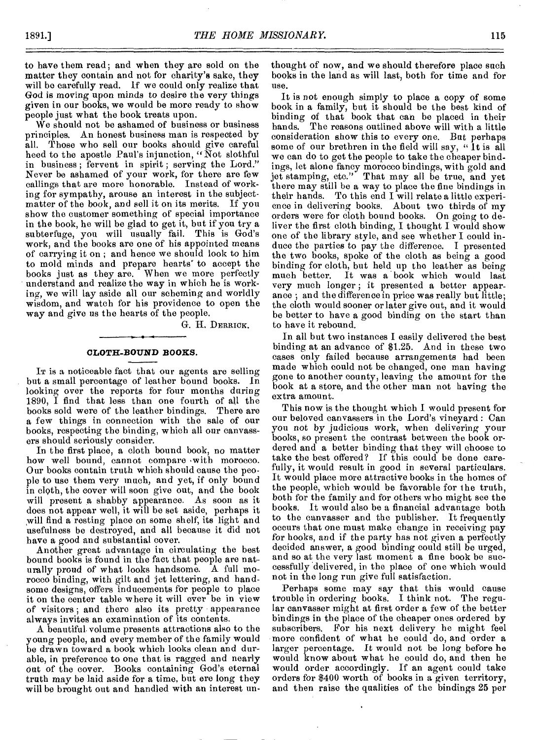to have them read; and when they are sold on the matter they contain and not for charity's sake, they will be carefully read. If we could only realize that God is moving upon minds to desire the very things given in our books, we would be more ready to show people just what the book treats upon.

We should not be ashamed of business or business principles. An honest business man is respected by all. Those who sell our books should give careful heed to the apostle Paul's injunction, "Not slothful in business; fervent in spirit; serving the Lord." Never be ashamed of your work, for there are few callings that are more honorable. Instead of working for sympathy, arouse an interest in the subject-matter of the book, and sell it on its merits. If you show the customer something of special importance in the book, he will be glad to get it, but if you try a subterfuge, you will usually fail. This is God's work, and the books are one of his appointed means of carrying it on; and hence we should look to him to mold minds and prepare hearts to accept the books just as they are. When we more perfectly understand and realize the way in which he is working, we will lay aside all our scheming and worldly wisdom, and watch for his providence to open the way and give us the hearts of the people.

G. H. DERRICK.

## CLOTH-BOUND BOOKS.

IT is a noticeable fact that our agents are selling but a small percentage of leather bound books. In looking over the reports for four months during 1890, I find that less than one fourth of all the books sold were of the leather bindings. There are a few things in connection with the sale of our books, respecting the binding, which all our canvassers should seriously consider.

In the first place, a cloth bound book, no matter how well bound, cannot compare with morocco. Our books contain truth which should cause the people to use them very much, and yet, if only bound in cloth, the cover will soon give out, and the book will present a shabby appearance. As soon as it does not appear well, it will be set aside, perhaps it will find a resting place on some shelf, its light and usefulness be destroyed, and all because it did not have a good and substantial cover.

Another great advantage in circulating the best bound books is found in the fact that people are naturally proud of what looks handsome. A full morocco binding, with gilt and jet lettering, and handsome designs, offers inducements for people to place it on the center table where it will ever be in view of visitors; and there also its pretty appearance always invites an examination of its contents.

A beautiful volume presents attractions also to the young people, and every member of the family would be drawn toward a book which looks clean and durable, in preference to one that is ragged and nearly out of the cover. Books containing God's eternal truth may be laid aside for a time, but ere long they will be brought out and handled with an interest unthought of now, and we should therefore place such books in the land as will last, both for time and for use.

It is not enough simply to place a copy of some book in a family, but it should be the best kind of binding of that book that can be placed in their hands. The reasons outlined above will with a little consideration show this to every one. But perhaps some of our brethren in the field will say, "It is all we can do to get the people to take the cheaper bindings, let alone fancy morocco bindings, with gold and jet stamping, etc." That may all be true, and yet there may still be a way to place the fine bindings in their hands. To this end I will relate a little experience in delivering books. About two thirds of my orders were for cloth bound books. On going to deliver the first cloth binding, I thought I would show one of the library style, and see whether I could induce the parties to pay the difference. I presented the two books, spoke of the cloth as being a good binding for cloth, but held up the leather as being much better. It was a book which would last very much longer; it presented a better appearance; and the difference in price was really but little; the cloth would sooner or later give out, and it would be better to have a good binding on the start than to have it rebound.

In all but two instances I easily delivered the best binding at an advance of $1.25. And in these two cases only failed because arrangements had been made which could not be changed, one man having gone to another county, leaving the amount for the book at a store, and the other man not having the extra amount.

This now is the thought which I would present for our beloved canvassers in the Lord's vineyard: Can you not by judicious work, when delivering your books, so present the contrast between the book ordered and a better binding that they will choose to take the best offered? If this could be done carefully, it would result in good in several particulars. It would place more attractive books in the homes of the people, which would be favorable for the truth, both for the family and for others who might see the books. It would also be a financial advantage both to the canvasser and the publisher. It frequently occurs that one must make change in receiving pay for books, and if the party has not given a perfectly decided answer, a good binding could still be urged, and so at the very last moment a fine book be successfully delivered, in the place of one which would not in the long run give full satisfaction.

Perhaps some may say that this would cause trouble in ordering books. I think not. The regular canvasser might at first order a few of the better bindings in the place of the cheaper ones ordered by subscribers. For his next delivery he might feel more confident of what he could do, and order a larger percentage. It would not be long before he would know about what he could do, and then he would order accordingly. If an agent could take orders for $400 worth of books in a given territory, and then raise the qualities of the bindings 25 per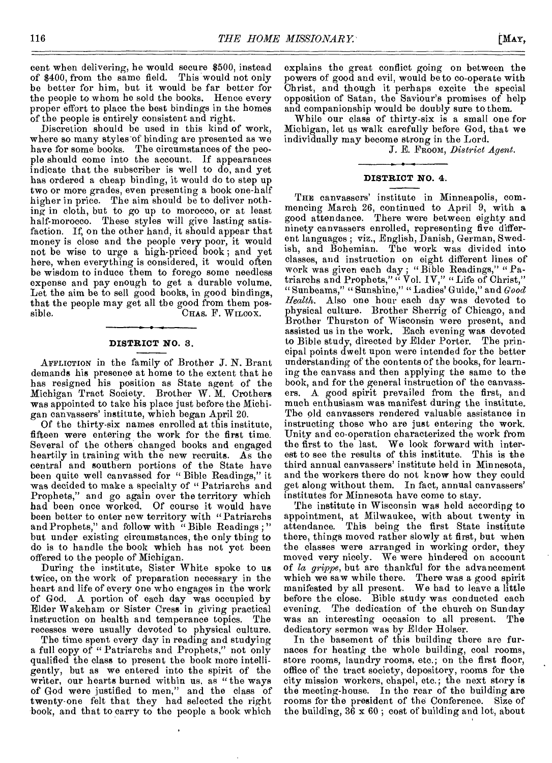cent when delivering, he would secure $500, instead of $400, from the same field. This would not only be better for him, but it would be far better for the people to whom he sold the books. Hence every proper effort to place the best bindings in the homes of the people is entirely consistent and right.

Discretion should be used in this kind of work, where so many styles of binding are presented as we have for some books. The circumstances of the people should come into the account. If appearances indicate that the subscriber is well to do, and yet has ordered a cheap binding, it would do to step up two or more grades, even presenting a book one-half higher in price. The aim should be to deliver nothing in cloth, but to go up to morocco, or at least half-morocco. These styles will give lasting satisfaction. If, on the other hand, it should appear that money is close and the people very poor, it would not be wise to urge a high-priced book; and yet here, when everything is considered, it would often be wisdom to induce them to forego some needless expense and pay enough to get a durable volume. Let the aim be to sell good books, in good bindings, that the people may get all the good from them possible.

CHAS. F. WILCOX.

## DISTRICT NO. 3.

AFFLICTION in the family of Brother J. N. Brant demands his presence at home to the extent that he has resigned his position as State agent of the Michigan Tract Society. Brother W. M. Crothers was appointed to take his place just before the Michigan canvassers' institute, which began April 20.

Of the thirty-six names enrolled at this institute, fifteen were entering the work for the first time. Several of the others changed books and engaged heartily in training with the new recruits. As the central and southern portions of the State have been quite well canvassed for "Bible Readings," it was decided to make a specialty of "Patriarchs and Prophets," and go again over the territory which had been once worked. Of course it would have been better to enter new territory with "Patriarchs and Prophets," and follow with "Bible Readings;" but under existing circumstances, the only thing to do is to handle the book which has not yet been offered to the people of Michigan.

During the institute, Sister White spoke to us twice, on the work of preparation necessary in the heart and life of every one who engages in the work of God. A portion of each day was occupied by Elder Wakeham or Sister Cress in giving practical instruction on health and temperance topics. The recesses were usually devoted to physical culture.

The time spent every day in reading and studying a full copy of "Patriarchs and Prophets," not only qualified the class to present the book more intelligently, but as we entered into the spirit of the writer, our hearts burned within us, as "the ways of God were justified to men," and the class of twenty-one felt that they had selected the right book, and that to carry to the people a book which explains the great conflict going on between the powers of good and evil, would be to co-operate with Christ, and though it perhaps excite the special opposition of Satan, the Saviour's promises of help and companionship would be doubly sure to them.

While our class of thirty-six is a small one for Michigan, let us walk carefully before God, that we individually may become strong in the Lord.

J. E. FROOM, *District Agent.*

## DISTRICT NO. 4.

THE canvassers' institute in Minneapolis, commencing March 26, continued to April 9, with a good attendance. There were between eighty and ninety canvassers enrolled, representing five different languages; viz., English, Danish, German, Swedish, and Bohemian. The work was divided into classes, and instruction on eight different lines of work was given each day; "Bible Readings," "Patriarchs and Prophets," "Vol. IV," "Life of Christ," "Sunbeams," "Sunshine," "Ladies' Guide," and *Good Health*. Also one hour each day was devoted to physical culture. Brother Sherrig of Chicago, and Brother Thurston of Wisconsin were present, and assisted us in the work. Each evening was devoted to Bible study, directed by Elder Porter. The principal points dwelt upon were intended for the better understanding of the contents of the books, for learning the canvass and then applying the same to the book, and for the general instruction of the canvassers. A good spirit prevailed from the first, and much enthusiasm was manifest during the institute. The old canvassers rendered valuable assistance in instructing those who are just entering the work. Unity and co-operation characterized the work from the first to the last. We look forward with interest to see the results of this institute. This is the third annual canvassers' institute held in Minnesota, and the workers there do not know how they could get along without them. In fact, annual canvassers' institutes for Minnesota have come to stay.

The institute in Wisconsin was held according to appointment, at Milwaukee, with about twenty in attendance. This being the first State institute there, things moved rather slowly at first, but when the classes were arranged in working order, they moved very nicely. We were hindered on account of *la grippe*, but are thankful for the advancement which we saw while there. There was a good spirit manifested by all present. We had to leave a little before the close. Bible study was conducted each evening. The dedication of the church on Sunday was an interesting occasion to all present. The dedicatory sermon was by Elder Holser.

In the basement of this building there are furnaces for heating the whole building, coal rooms, store rooms, laundry rooms, etc.; on the first floor, office of the tract society, depository, rooms for the city mission workers, chapel, etc.; the next story is the meeting-house. In the rear of the building are rooms for the president of the Conference. Size of the building, 36 x 60; cost of building and lot, about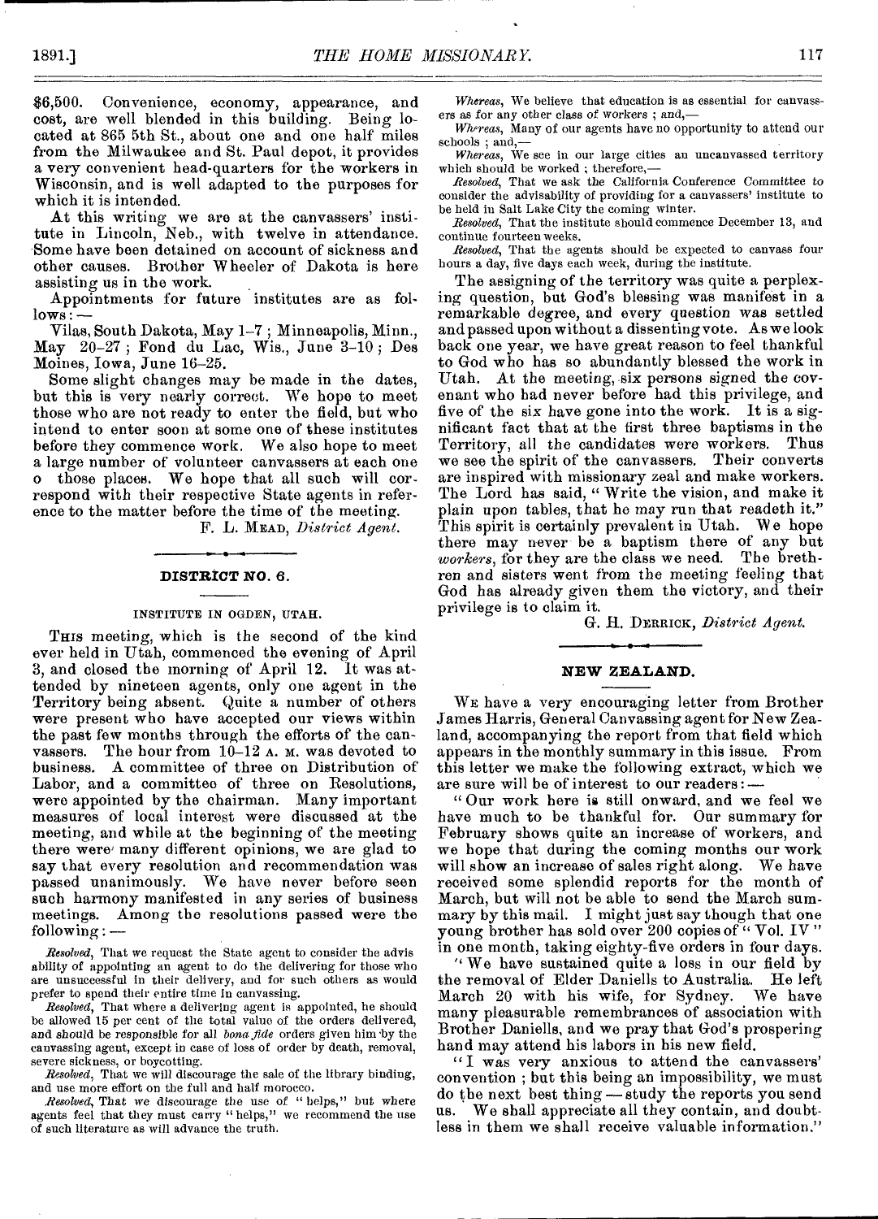$6,500. Convenience, economy, appearance, and cost, are well blended in this building. Being located at 865 5th St., about one and one half miles from the Milwaukee and St. Paul depot, it provides a very convenient head-quarters for the workers in Wisconsin, and is well adapted to the purposes for which it is intended.

At this writing we are at the canvassers' institute in Lincoln, Neb., with twelve in attendance. Some have been detained on account of sickness and other causes. Brother Wheeler of Dakota is here assisting us in the work.

Appointments for future institutes are as follows: —

Vilas, South Dakota, May 1–7; Minneapolis, Minn., May 20–27; Fond du Lac, Wis., June 3–10; Des Moines, Iowa, June 16–25.

Some slight changes may be made in the dates, but this is very nearly correct. We hope to meet those who are not ready to enter the field, but who intend to enter soon at some one of these institutes before they commence work. We also hope to meet a large number of volunteer canvassers at each one o those places. We hope that all such will correspond with their respective State agents in reference to the matter before the time of the meeting.

F. L. MEAD, *District Agent.*

## DISTRICT NO. 6.

### INSTITUTE IN OGDEN, UTAH.

THIS meeting, which is the second of the kind ever held in Utah, commenced the evening of April 3, and closed the morning of April 12. It was attended by nineteen agents, only one agent in the Territory being absent. Quite a number of others were present who have accepted our views within the past few months through the efforts of the canvassers. The hour from 10–12 A. M. was devoted to business. A committee of three on Distribution of Labor, and a committee of three on Resolutions, were appointed by the chairman. Many important measures of local interest were discussed at the meeting, and while at the beginning of the meeting there were many different opinions, we are glad to say that every resolution and recommendation was passed unanimously. We have never before seen such harmony manifested in any series of business meetings. Among the resolutions passed were the following: —

*Resolved*, That we request the State agent to consider the advisability of appointing an agent to do the delivering for those who are unsuccessful in their delivery, and for such others as would prefer to spend their entire time in canvassing.

*Resolved*, That where a delivering agent is appointed, he should be allowed 15 per cent of the total value of the orders delivered, and should be responsible for all *bona fide* orders given him by the canvassing agent, except in case of loss of order by death, removal, severe sickness, or boycotting.

*Resolved*, That we will discourage the sale of the library binding, and use more effort on the full and half morocco.

*Resolved*, That we discourage the use of "helps," but where agents feel that they must carry "helps," we recommend the use of such literature as will advance the truth.

*Whereas*, We believe that education is as essential for canvassers as for any other class of workers; and,—

*Whereas*, Many of our agents have no opportunity to attend our schools; and,—

*Whereas*, We see in our large cities an uncanvassed territory which should be worked; therefore,—

*Resolved*, That we ask the California Conference Committee to consider the advisability of providing for a canvassers' institute to be held in Salt Lake City the coming winter.

*Resolved*, That the institute should commence December 13, and continue fourteen weeks.

*Resolved*, That the agents should be expected to canvass four hours a day, five days each week, during the institute.

The assigning of the territory was quite a perplexing question, but God's blessing was manifest in a remarkable degree, and every question was settled and passed upon without a dissenting vote. As we look back one year, we have great reason to feel thankful to God who has so abundantly blessed the work in Utah. At the meeting, six persons signed the covenant who had never before had this privilege, and five of the six have gone into the work. It is a significant fact that at the first three baptisms in the Territory, all the candidates were workers. Thus we see the spirit of the canvassers. Their converts are inspired with missionary zeal and make workers. The Lord has said, "Write the vision, and make it plain upon tables, that he may run that readeth it." This spirit is certainly prevalent in Utah. We hope there may never be a baptism there of any but *workers*, for they are the class we need. The brethren and sisters went from the meeting feeling that God has already given them the victory, and their privilege is to claim it.

G. H. DERRICK, *District Agent.*

## NEW ZEALAND.

WE have a very encouraging letter from Brother James Harris, General Canvassing agent for New Zealand, accompanying the report from that field which appears in the monthly summary in this issue. From this letter we make the following extract, which we are sure will be of interest to our readers: —

"Our work here is still onward, and we feel we have much to be thankful for. Our summary for February shows quite an increase of workers, and we hope that during the coming months our work will show an increase of sales right along. We have received some splendid reports for the month of March, but will not be able to send the March summary by this mail. I might just say though that one young brother has sold over 200 copies of "Vol. IV" in one month, taking eighty-five orders in four days.

"We have sustained quite a loss in our field by the removal of Elder Daniells to Australia. He left March 20 with his wife, for Sydney. We have many pleasurable remembrances of association with Brother Daniells, and we pray that God's prospering hand may attend his labors in his new field.

"I was very anxious to attend the canvassers' convention; but this being an impossibility, we must do the next best thing — study the reports you send us. We shall appreciate all they contain, and doubtless in them we shall receive valuable information."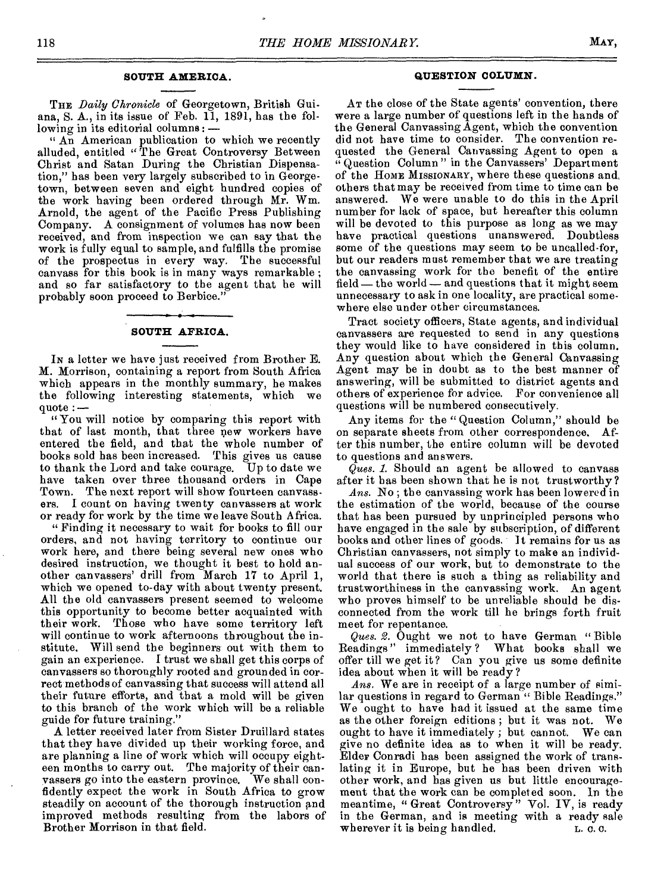## SOUTH AMERICA.

THE *Daily Chronicle* of Georgetown, British Guiana, S. A., in its issue of Feb. 11, 1891, has the following in its editorial columns: —

"An American publication to which we recently alluded, entitled "The Great Controversy Between Christ and Satan During the Christian Dispensation," has been very largely subscribed to in Georgetown, between seven and eight hundred copies of the work having been ordered through Mr. Wm. Arnold, the agent of the Pacific Press Publishing Company. A consignment of volumes has now been received, and from inspection we can say that the work is fully equal to sample, and fulfills the promise of the prospectus in every way. The successful canvass for this book is in many ways remarkable; and so far satisfactory to the agent that he will probably soon proceed to Berbice."

## SOUTH AFRICA.

IN a letter we have just received from Brother E. M. Morrison, containing a report from South Africa which appears in the monthly summary, he makes the following interesting statements, which we quote: —

"You will notice by comparing this report with that of last month, that three new workers have entered the field, and that the whole number of books sold has been increased. This gives us cause to thank the Lord and take courage. Up to date we have taken over three thousand orders in Cape Town. The next report will show fourteen canvassers. I count on having twenty canvassers at work or ready for work by the time we leave South Africa.

"Finding it necessary to wait for books to fill our orders, and not having territory to continue our work here, and there being several new ones who desired instruction, we thought it best to hold another canvassers' drill from March 17 to April 1, which we opened to-day with about twenty present. All the old canvassers present seemed to welcome this opportunity to become better acquainted with their work. Those who have some territory left will continue to work afternoons throughout the institute. Will send the beginners out with them to gain an experience. I trust we shall get this corps of canvassers so thoroughly rooted and grounded in correct methods of canvassing that success will attend all their future efforts, and that a mold will be given to this branch of the work which will be a reliable guide for future training."

A letter received later from Sister Druillard states that they have divided up their working force, and are planning a line of work which will occupy eighteen months to carry out. The majority of their canvassers go into the eastern province. We shall confidently expect the work in South Africa to grow steadily on account of the thorough instruction and improved methods resulting from the labors of Brother Morrison in that field.

## QUESTION COLUMN.

AT the close of the State agents' convention, there were a large number of questions left in the hands of the General Canvassing Agent, which the convention did not have time to consider. The convention requested the General Canvassing Agent to open a "Question Column" in the Canvassers' Department of the HOME MISSIONARY, where these questions and others that may be received from time to time can be answered. We were unable to do this in the April number for lack of space, but hereafter this column will be devoted to this purpose as long as we may have practical questions unanswered. Doubtless some of the questions may seem to be uncalled-for, but our readers must remember that we are treating the canvassing work for the benefit of the entire field — the world — and questions that it might seem unnecessary to ask in one locality, are practical somewhere else under other circumstances.

Tract society officers, State agents, and individual canvassers are requested to send in any questions they would like to have considered in this column. Any question about which the General Canvassing Agent may be in doubt as to the best manner of answering, will be submitted to district agents and others of experience for advice. For convenience all questions will be numbered consecutively.

Any items for the "Question Column," should be on separate sheets from other correspondence. After this number, the entire column will be devoted to questions and answers.

*Ques. 1.* Should an agent be allowed to canvass after it has been shown that he is not trustworthy?

*Ans.* No; the canvassing work has been lowered in the estimation of the world, because of the course that has been pursued by unprincipled persons who have engaged in the sale by subscription, of different books and other lines of goods. It remains for us as Christian canvassers, not simply to make an individual success of our work, but to demonstrate to the world that there is such a thing as reliability and trustworthiness in the canvassing work. An agent who proves himself to be unreliable should be disconnected from the work till he brings forth fruit meet for repentance.

*Ques. 2.* Ought we not to have German "Bible Readings" immediately? What books shall we offer till we get it? Can you give us some definite idea about when it will be ready?

*Ans.* We are in receipt of a large number of similar questions in regard to German "Bible Readings." We ought to have had it issued at the same time as the other foreign editions; but it was not. We ought to have it immediately; but cannot. We can give no definite idea as to when it will be ready. Elder Conradi has been assigned the work of translating it in Europe, but he has been driven with other work, and has given us but little encouragement that the work can be completed soon. In the meantime, "Great Controversy" Vol. IV, is ready in the German, and is meeting with a ready sale wherever it is being handled. L. C. C.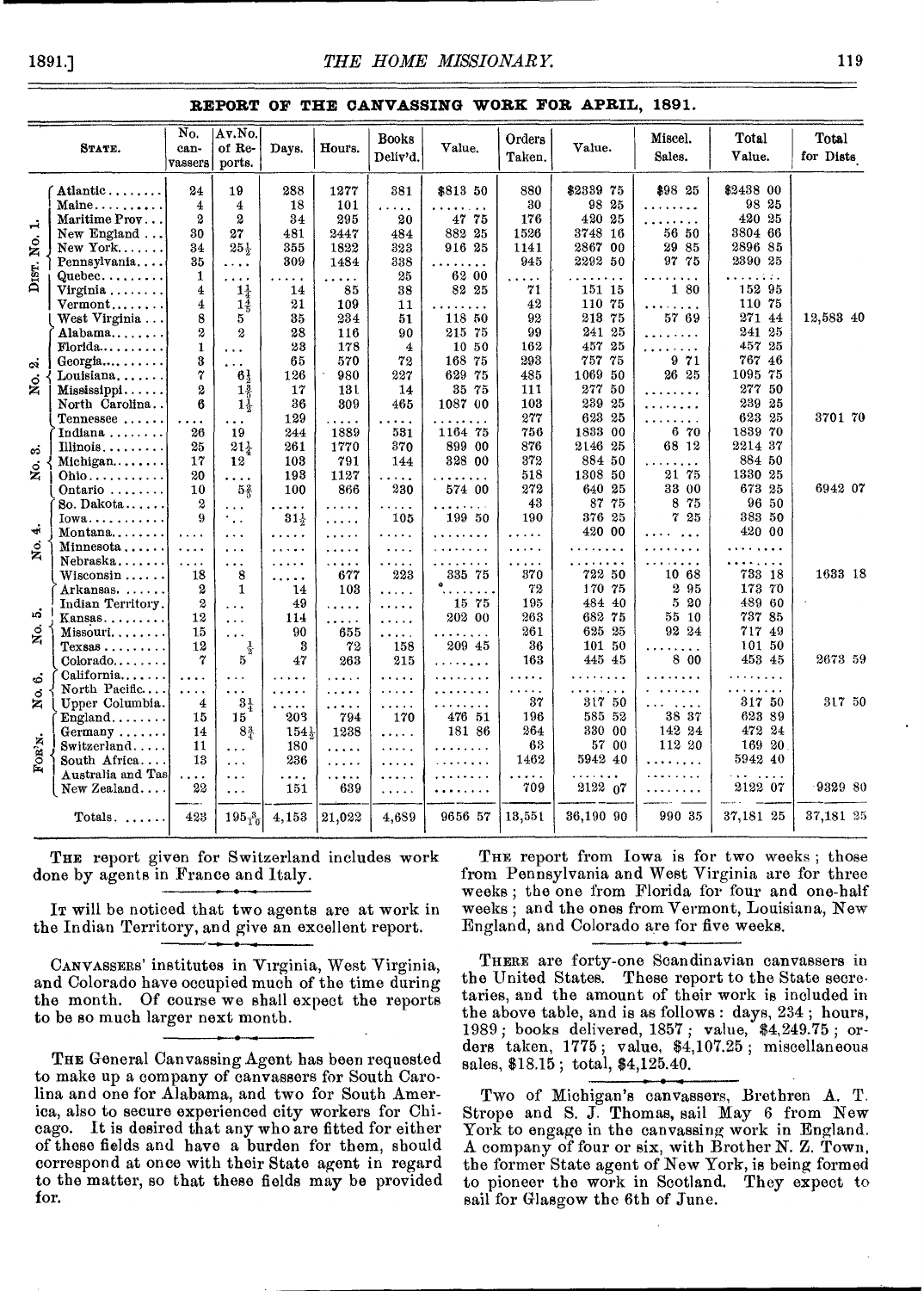## REPORT OF THE CANVASSING WORK FOR APRIL, 1891.

| | State. | No. canvassers | Av. No. of Reports. | Days. | Hours. | Books Deliv'd. | Value. | Orders Taken. | Value. | Miscel. Sales. | Total Value. | Total for Dists. |
|---|---|---|---|---|---|---|---|---|---|---|---|---|
| Dist. No. 1. | Atlantic | 24 | 19 | 288 | 1277 | 381 | $813 50 | 880 | $2339 75 | $98 25 | $2438 00 | |
| | Maine | 4 | 4 | 18 | 101 | ..... | ........ | 30 | 98 25 | ........ | 98 25 | |
| | Maritime Prov | 2 | 2 | 34 | 295 | 20 | 47 75 | 176 | 420 25 | ........ | 420 25 | |
| | New England | 30 | 27 | 481 | 2447 | 484 | 882 25 | 1526 | 3748 16 | 56 50 | 3804 66 | |
| | New York | 34 | 25½ | 355 | 1822 | 323 | 916 25 | 1141 | 2867 00 | 29 85 | 2896 85 | |
| | Pennsylvania | 35 | .... | 309 | 1484 | 338 | ........ | 945 | 2292 50 | 97 75 | 2390 25 | |
| | Quebec | 1 | .... | ..... | ..... | 25 | 62 00 | .... | ........ | ........ | ........ | |
| | Virginia | 4 | 1¼ | 14 | 85 | 38 | 82 25 | 71 | 151 15 | 1 80 | 152 95 | |
| | Vermont | 4 | 1⅘ | 21 | 109 | 11 | ........ | 42 | 110 75 | ........ | 110 75 | |
| | West Virginia | 8 | 5 | 35 | 234 | 51 | 118 50 | 92 | 213 75 | 57 69 | 271 44 | 12,583 40 |
| No. 2. | Alabama | 2 | 2 | 28 | 116 | 90 | 215 75 | 99 | 241 25 | ........ | 241 25 | |
| | Florida | 1 | ... | 23 | 178 | 4 | 10 50 | 162 | 457 25 | ........ | 457 25 | |
| | Georgia | 3 | ... | 65 | 570 | 72 | 168 75 | 293 | 757 75 | 9 71 | 767 46 | |
| | Louisiana | 7 | 6½ | 126 | 980 | 227 | 629 75 | 485 | 1069 50 | 26 25 | 1095 75 | |
| | Mississippi | 2 | 1⅜ | 17 | 131 | 14 | 35 75 | 111 | 277 50 | ........ | 277 50 | |
| | North Carolina | 6 | 1½ | 36 | 309 | 465 | 1087 00 | 103 | 239 25 | ........ | 239 25 | |
| | Tennessee | .... | ... | 129 | ..... | ..... | ........ | 277 | 623 25 | ........ | 623 25 | 3701 70 |
| No. 3. | Indiana | 26 | 19 | 244 | 1889 | 531 | 1164 75 | 756 | 1833 00 | 6 70 | 1839 70 | |
| | Illinois | 25 | 21¼ | 261 | 1770 | 370 | 899 00 | 876 | 2146 25 | 68 12 | 2214 37 | |
| | Michigan | 17 | 12 | 103 | 791 | 144 | 328 00 | 372 | 884 50 | ........ | 884 50 | |
| | Ohio | 20 | .... | 193 | 1127 | ..... | ........ | 518 | 1308 50 | 21 75 | 1330 25 | |
| | Ontario | 10 | 5⅝ | 100 | 866 | 230 | 574 00 | 272 | 640 25 | 33 00 | 673 25 | 6942 07 |
| No. 4. | So. Dakota | 2 | ... | ..... | ..... | ..... | ........ | 43 | 87 75 | 8 75 | 96 50 | |
| | Iowa | 9 | ... | 31½ | ..... | 105 | 199 50 | 190 | 376 25 | 7 25 | 383 50 | |
| | Montana | .... | ... | ..... | ..... | ..... | ........ | ..... | 420 00 | ........ | 420 00 | |
| | Minnesota | .... | ... | ..... | ..... | ..... | ........ | ..... | ........ | ........ | ........ | |
| | Nebraska | .... | ... | ..... | ..... | ..... | ........ | ..... | ........ | ........ | ........ | |
| | Wisconsin | 18 | 8 | ..... | 677 | 223 | 335 75 | 370 | 722 50 | 10 68 | 733 18 | 1633 18 |
| No. 5. | Arkansas | 2 | 1 | 14 | 103 | ..... | ........ | 72 | 170 75 | 2 95 | 173 70 | |
| | Indian Territory | 2 | ... | 49 | ..... | ..... | 15 75 | 195 | 484 40 | 5 20 | 489 60 | |
| | Kansas | 12 | ... | 114 | ..... | ..... | 202 00 | 263 | 682 75 | 55 10 | 737 85 | |
| | Missouri | 15 | ... | 90 | 655 | ..... | ........ | 261 | 625 25 | 92 24 | 717 49 | |
| | Texas | 12 | ½ | 3 | 72 | 158 | 209 45 | 36 | 101 50 | ........ | 101 50 | |
| | Colorado | 7 | 5 | 47 | 263 | 215 | ........ | 163 | 445 45 | 8 00 | 453 45 | 2673 59 |
| No. 6. | California | .... | ... | ..... | ..... | ..... | ........ | ..... | ........ | ........ | ........ | |
| | North Pacific | .... | ... | ..... | ..... | ..... | ........ | ..... | ........ | ........ | ........ | |
| | Upper Columbia | 4 | 3¼ | ..... | ..... | ..... | ........ | 37 | 317 50 | ........ | 317 50 | 317 50 |
| For'n. | England | 15 | 15 | 203 | 794 | 170 | 476 51 | 196 | 585 52 | 38 37 | 623 89 | |
| | Germany | 14 | 8¾ | 154½ | 1238 | ..... | 181 86 | 264 | 330 00 | 142 24 | 472 24 | |
| | Switzerland | 11 | ... | 180 | ..... | ..... | ........ | 63 | 57 00 | 112 20 | 169 20 | |
| | South Africa | 13 | ... | 236 | ..... | ..... | ........ | 1462 | 5942 40 | ........ | 5942 40 | |
| | Australia and Tas | .... | ... | ..... | ..... | ..... | ........ | ..... | ........ | ........ | ........ | |
| | New Zealand | 22 | ... | 151 | 639 | ..... | ........ | 709 | 2122 07 | ........ | 2122 07 | 9329 80 |
| | Totals. | 423 | 195 3/10 | 4,153 | 21,022 | 4,689 | 9656 57 | 13,551 | 36,190 90 | 990 35 | 37,181 25 | 37,181 25 |

The report given for Switzerland includes work done by agents in France and Italy.

It will be noticed that two agents are at work in the Indian Territory, and give an excellent report.

Canvassers' institutes in Virginia, West Virginia, and Colorado have occupied much of the time during the month. Of course we shall expect the reports to be so much larger next month.

The General Canvassing Agent has been requested to make up a company of canvassers for South Carolina and one for Alabama, and two for South America, also to secure experienced city workers for Chicago. It is desired that any who are fitted for either of these fields and have a burden for them, should correspond at once with their State agent in regard to the matter, so that these fields may be provided for.

The report from Iowa is for two weeks; those from Pennsylvania and West Virginia are for three weeks; the one from Florida for four and one-half weeks; and the ones from Vermont, Louisiana, New England, and Colorado are for five weeks.

There are forty-one Scandinavian canvassers in the United States. These report to the State secretaries, and the amount of their work is included in the above table, and is as follows: days, 234; hours, 1989; books delivered, 1857; value, $4,249.75; orders taken, 1775; value, $4,107.25; miscellaneous sales, $18.15; total, $4,125.40.

Two of Michigan's canvassers, Brethren A. T. Strope and S. J. Thomas, sail May 6 from New York to engage in the canvassing work in England. A company of four or six, with Brother N. Z. Town, the former State agent of New York, is being formed to pioneer the work in Scotland. They expect to sail for Glasgow the 6th of June.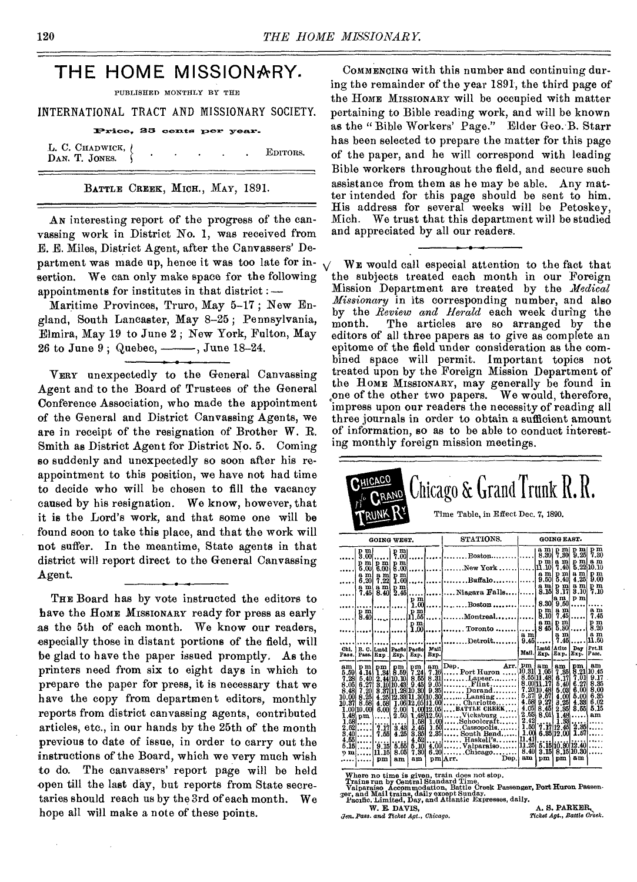# THE HOME MISSIONARY.

PUBLISHED MONTHLY BY THE

INTERNATIONAL TRACT AND MISSIONARY SOCIETY.

**Price, 25 cents per year.**

L. C. CHADWICK, DAN. T. JONES. . . . . . EDITORS.

BATTLE CREEK, MICH., MAY, 1891.

AN interesting report of the progress of the canvassing work in District No. 1, was received from E. E. Miles, District Agent, after the Canvassers' Department was made up, hence it was too late for insertion. We can only make space for the following appointments for institutes in that district:—

Maritime Provinces, Truro, May 5–17; New England, South Lancaster, May 8–25; Pennsylvania, Elmira, May 19 to June 2; New York, Fulton, May 26 to June 9; Quebec, ———, June 18–24.

VERY unexpectedly to the General Canvassing Agent and to the Board of Trustees of the General Conference Association, who made the appointment of the General and District Canvassing Agents, we are in receipt of the resignation of Brother W. R. Smith as District Agent for District No. 5. Coming so suddenly and unexpectedly so soon after his reappointment to this position, we have not had time to decide who will be chosen to fill the vacancy caused by his resignation. We know, however, that it is the Lord's work, and that some one will be found soon to take this place, and that the work will not suffer. In the meantime, State agents in that district will report direct to the General Canvassing Agent.

THE Board has by vote instructed the editors to have the HOME MISSIONARY ready for press as early as the 5th of each month. We know our readers, especially those in distant portions of the field, will be glad to have the paper issued promptly. As the printers need from six to eight days in which to prepare the paper for press, it is necessary that we have the copy from department editors, monthly reports from district canvassing agents, contributed articles, etc., in our hands by the 25th of the month previous to date of issue, in order to carry out the instructions of the Board, which we very much wish to do. The canvassers' report page will be held open till the last day, but reports from State secretaries should reach us by the 3rd of each month. We hope all will make a note of these points.

COMMENCING with this number and continuing during the remainder of the year 1891, the third page of the HOME MISSIONARY will be occupied with matter pertaining to Bible reading work, and will be known as the "Bible Workers' Page." Elder Geo. B. Starr has been selected to prepare the matter for this page of the paper, and he will correspond with leading Bible workers throughout the field, and secure such assistance from them as he may be able. Any matter intended for this page should be sent to him. His address for several weeks will be Petoskey, Mich. We trust that this department will be studied and appreciated by all our readers.

WE would call especial attention to the fact that the subjects treated each month in our Foreign Mission Department are treated by the *Medical Missionary* in its corresponding number, and also by the *Review and Herald* each week during the month. The articles are so arranged by the editors of all three papers as to give as complete an epitome of the field under consideration as the combined space will permit. Important topics not treated upon by the Foreign Mission Department of the HOME MISSIONARY, may generally be found in one of the other two papers. We would, therefore, impress upon our readers the necessity of reading all three journals in order to obtain a sufficient amount of information, so as to be able to conduct interesting monthly foreign mission meetings.

## Chicago & Grand Trunk R. R.

Time Table, in Effect Dec. 7, 1890.

| GOING WEST. | | | | | | STATIONS. | GOING EAST. | | | | |
|---|---|---|---|---|---|---|---|---|---|---|---|
| .... | p m 3.00 | .... | p m 7.00 | .... | .... | Boston | .... | a m 8.30 | p m 7.30 | p m 9.25 | p m 7.30 |
| .... | p m 5.00 | p m 6.00 | p m 8.00 | .... | .... | New York | .... | p m 11.10 | a m 7.40 | p m 5.22 | a m 10.10 |
| .... | a m 6.20 | a m 7.22 | p m 1.00 | .... | .... | Buffalo | .... | a m 9.50 | p m 5.40 | a m 4.25 | p m 9.00 |
| .... | a m 7.45 | a m 8.40 | p m 2.45 | .... | .... | Niagara Falls | .... | a m 8.15 | p m 3.17 | a m 3.10 | p m 7.10 |
| .... | .... | .... | .... | p m 1.00 | .... | Boston | .... | 8.30 | a m 9.50 | p m .... | .... |
| .... | p m 8.40 | .... | .... | p m 11.55 | .... | Montreal | .... | p m 8.10 | a m 7.45 | .... | a m 7.45 |
| .... | .... | .... | .... | p m 1.00 | .... | Toronto | .... | a m 8.45 | p m 5.50 | .... | p m 8.20 |
| .... | .... | .... | .... | .... | .... | Detroit | a m 9.45 | .... | a m 7.45 | .... | a m 11.50 |
| Chi. Pass. | B. C. Pass. | Lmtd Exp | Pacific Exp. | Pacific Exp. | Mail Exp. | | Mail. | Lmtd Exp. | Atlc Exp. | Day Exp. | Prt.H Pass. |
| am | pm | pm | pm | pm | am | Dep. Arr. | pm | am | am | pm | am |
| 5.59 | 4.14 | 1.34 | 8.59 | 7.24 | 7.16 | Port Huron | 10.31 | 1.05 | 7.35 | 8.21 | 10.45 |
| 7.28 | 5.40 | 2.44 | 10.10 | 8.55 | 8.31 | Lapeer | 8.55 | 11.48 | 6.17 | 7.01 | 9.17 |
| 8.05 | 6.27 | 3.10 | 10.48 | 9.45 | 9.05 | Flint | 8.00 | 11.17 | 5.40 | 6.27 | 8.35 |
| 8.48 | 7.20 | 3.37 | 11.28 | 10.20 | 9.35 | Durand | 7.20 | 10.48 | 5.03 | 6.00 | 8.00 |
| 10.00 | 8.25 | 4.25 | 12.33 | 11.30 | 10.30 | Lansing | 5.37 | 9.57 | 4.00 | 5.00 | 6.35 |
| 10.37 | 8.58 | 4.58 | 1.06 | 12.05 | 11.00 | Charlotte | 4.58 | 9.27 | 3.25 | 4.33 | 6.02 |
| 1.00 | 10.00 | 6.00 | 2.00 | 1.00 | 12.05 | BATTLE CREEK | 4.05 | 8.45 | 2.35 | 3.55 | 5.15 |
| 1.48 | pm | .... | 2.50 | 1.48 | 12.50 | Vicksburg | 2.55 | 8.01 | 1.45 | .... | am |
| 1.58 | .... | .... | .... | 1.58 | 1.00 | Schoolcraft | 2.42 | .... | 1.33 | .... | .... |
| 2.52 | .... | 7.17 | 3.43 | 2.45 | 1.50 | Cassopolis | 1.50 | 7.17 | 12.45 | 2.35 | .... |
| 3.40 | .... | 7.55 | 4.25 | 3.35 | 2.35 | South Bend | 1.00 | 6.35 | 12.00 | 1.57 | .... |
| 4.55 | .... | .... | .... | 4.52 | .... | Haskell's | 11.41 | .... | .... | .... | .... |
| 5.15 | .... | 9.15 | 5.55 | 5.10 | 4.00 | Valparaiso | 11.25 | 5.15 | 10.30 | 12.40 | .... |
| p m | .... | 11.15 | 8.05 | 7.30 | 6.30 | Chicago | 8.40 | 3.15 | 8.15 | 10.30 | .... |
| .... | .... | pm | am | am | pm | Arr. Dep. | am | pm | pm | am | |

Where no time is given, train does not stop.
Trains run by Central Standard Time.
Valparaiso Accommodation, Battle Creek Passenger, Port Huron Passenger, and Mail trains, daily except Sunday.
Pacific, Limited, Day, and Atlantic Expresses, daily.

W. E. DAVIS, *Gen. Pass. and Ticket Agt., Chicago.*

A. S. PARKER, *Ticket Agt., Battle Creek.*